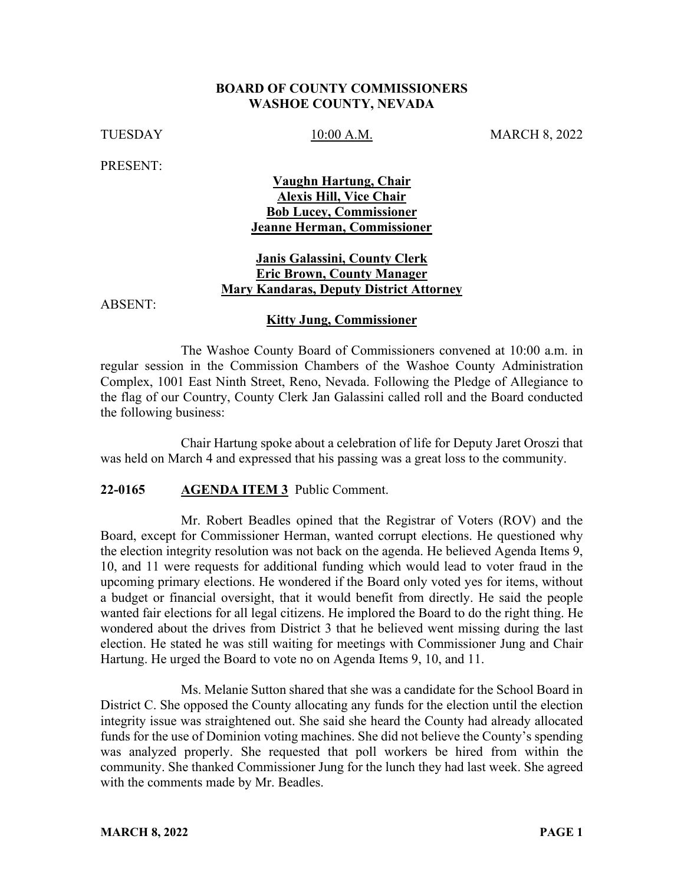**BOARD OF COUNTY COMMISSIONERS**
**WASHOE COUNTY, NEVADA**

TUESDAY 10:00 A.M. MARCH 8, 2022

PRESENT:

**Vaughn Hartung, Chair**
**Alexis Hill, Vice Chair**
**Bob Lucey, Commissioner**
**Jeanne Herman, Commissioner**

**Janis Galassini, County Clerk**
**Eric Brown, County Manager**
**Mary Kandaras, Deputy District Attorney**

ABSENT:

**Kitty Jung, Commissioner**

The Washoe County Board of Commissioners convened at 10:00 a.m. in regular session in the Commission Chambers of the Washoe County Administration Complex, 1001 East Ninth Street, Reno, Nevada. Following the Pledge of Allegiance to the flag of our Country, County Clerk Jan Galassini called roll and the Board conducted the following business:

Chair Hartung spoke about a celebration of life for Deputy Jaret Oroszi that was held on March 4 and expressed that his passing was a great loss to the community.

**22-0165 AGENDA ITEM 3** Public Comment.

Mr. Robert Beadles opined that the Registrar of Voters (ROV) and the Board, except for Commissioner Herman, wanted corrupt elections. He questioned why the election integrity resolution was not back on the agenda. He believed Agenda Items 9, 10, and 11 were requests for additional funding which would lead to voter fraud in the upcoming primary elections. He wondered if the Board only voted yes for items, without a budget or financial oversight, that it would benefit from directly. He said the people wanted fair elections for all legal citizens. He implored the Board to do the right thing. He wondered about the drives from District 3 that he believed went missing during the last election. He stated he was still waiting for meetings with Commissioner Jung and Chair Hartung. He urged the Board to vote no on Agenda Items 9, 10, and 11.

Ms. Melanie Sutton shared that she was a candidate for the School Board in District C. She opposed the County allocating any funds for the election until the election integrity issue was straightened out. She said she heard the County had already allocated funds for the use of Dominion voting machines. She did not believe the County's spending was analyzed properly. She requested that poll workers be hired from within the community. She thanked Commissioner Jung for the lunch they had last week. She agreed with the comments made by Mr. Beadles.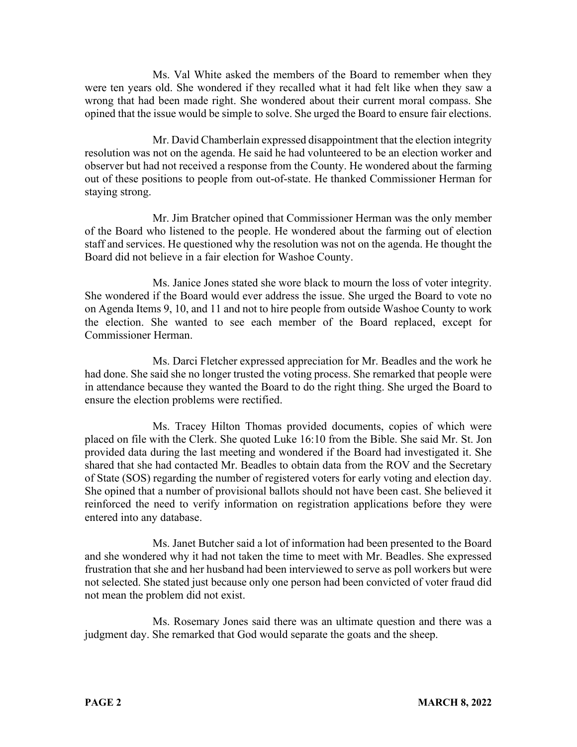Ms. Val White asked the members of the Board to remember when they were ten years old. She wondered if they recalled what it had felt like when they saw a wrong that had been made right. She wondered about their current moral compass. She opined that the issue would be simple to solve. She urged the Board to ensure fair elections.

Mr. David Chamberlain expressed disappointment that the election integrity resolution was not on the agenda. He said he had volunteered to be an election worker and observer but had not received a response from the County. He wondered about the farming out of these positions to people from out-of-state. He thanked Commissioner Herman for staying strong.

Mr. Jim Bratcher opined that Commissioner Herman was the only member of the Board who listened to the people. He wondered about the farming out of election staff and services. He questioned why the resolution was not on the agenda. He thought the Board did not believe in a fair election for Washoe County.

Ms. Janice Jones stated she wore black to mourn the loss of voter integrity. She wondered if the Board would ever address the issue. She urged the Board to vote no on Agenda Items 9, 10, and 11 and not to hire people from outside Washoe County to work the election. She wanted to see each member of the Board replaced, except for Commissioner Herman.

Ms. Darci Fletcher expressed appreciation for Mr. Beadles and the work he had done. She said she no longer trusted the voting process. She remarked that people were in attendance because they wanted the Board to do the right thing. She urged the Board to ensure the election problems were rectified.

Ms. Tracey Hilton Thomas provided documents, copies of which were placed on file with the Clerk. She quoted Luke 16:10 from the Bible. She said Mr. St. Jon provided data during the last meeting and wondered if the Board had investigated it. She shared that she had contacted Mr. Beadles to obtain data from the ROV and the Secretary of State (SOS) regarding the number of registered voters for early voting and election day. She opined that a number of provisional ballots should not have been cast. She believed it reinforced the need to verify information on registration applications before they were entered into any database.

Ms. Janet Butcher said a lot of information had been presented to the Board and she wondered why it had not taken the time to meet with Mr. Beadles. She expressed frustration that she and her husband had been interviewed to serve as poll workers but were not selected. She stated just because only one person had been convicted of voter fraud did not mean the problem did not exist.

Ms. Rosemary Jones said there was an ultimate question and there was a judgment day. She remarked that God would separate the goats and the sheep.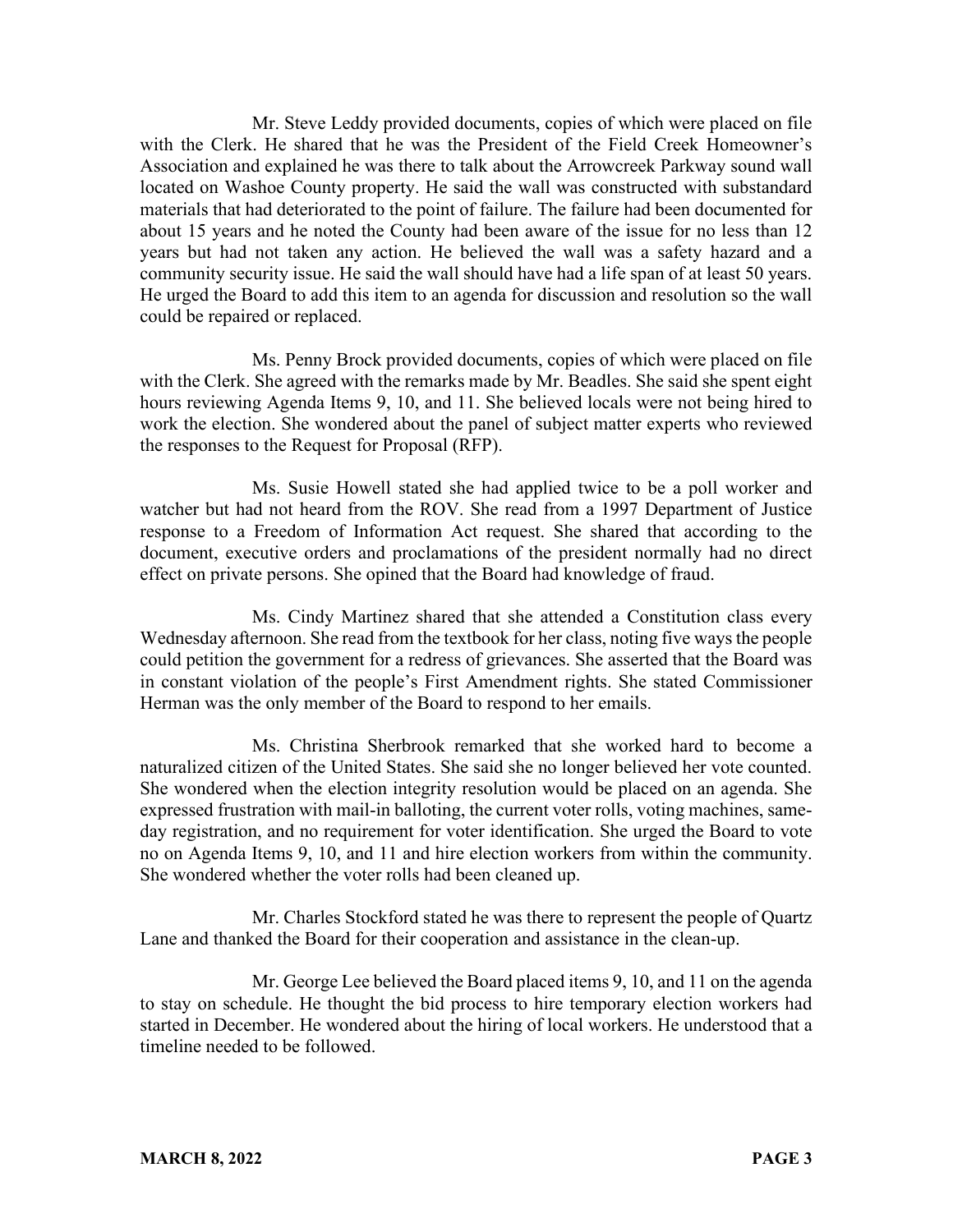Mr. Steve Leddy provided documents, copies of which were placed on file with the Clerk. He shared that he was the President of the Field Creek Homeowner's Association and explained he was there to talk about the Arrowcreek Parkway sound wall located on Washoe County property. He said the wall was constructed with substandard materials that had deteriorated to the point of failure. The failure had been documented for about 15 years and he noted the County had been aware of the issue for no less than 12 years but had not taken any action. He believed the wall was a safety hazard and a community security issue. He said the wall should have had a life span of at least 50 years. He urged the Board to add this item to an agenda for discussion and resolution so the wall could be repaired or replaced.

Ms. Penny Brock provided documents, copies of which were placed on file with the Clerk. She agreed with the remarks made by Mr. Beadles. She said she spent eight hours reviewing Agenda Items 9, 10, and 11. She believed locals were not being hired to work the election. She wondered about the panel of subject matter experts who reviewed the responses to the Request for Proposal (RFP).

Ms. Susie Howell stated she had applied twice to be a poll worker and watcher but had not heard from the ROV. She read from a 1997 Department of Justice response to a Freedom of Information Act request. She shared that according to the document, executive orders and proclamations of the president normally had no direct effect on private persons. She opined that the Board had knowledge of fraud.

Ms. Cindy Martinez shared that she attended a Constitution class every Wednesday afternoon. She read from the textbook for her class, noting five ways the people could petition the government for a redress of grievances. She asserted that the Board was in constant violation of the people's First Amendment rights. She stated Commissioner Herman was the only member of the Board to respond to her emails.

Ms. Christina Sherbrook remarked that she worked hard to become a naturalized citizen of the United States. She said she no longer believed her vote counted. She wondered when the election integrity resolution would be placed on an agenda. She expressed frustration with mail-in balloting, the current voter rolls, voting machines, same-day registration, and no requirement for voter identification. She urged the Board to vote no on Agenda Items 9, 10, and 11 and hire election workers from within the community. She wondered whether the voter rolls had been cleaned up.

Mr. Charles Stockford stated he was there to represent the people of Quartz Lane and thanked the Board for their cooperation and assistance in the clean-up.

Mr. George Lee believed the Board placed items 9, 10, and 11 on the agenda to stay on schedule. He thought the bid process to hire temporary election workers had started in December. He wondered about the hiring of local workers. He understood that a timeline needed to be followed.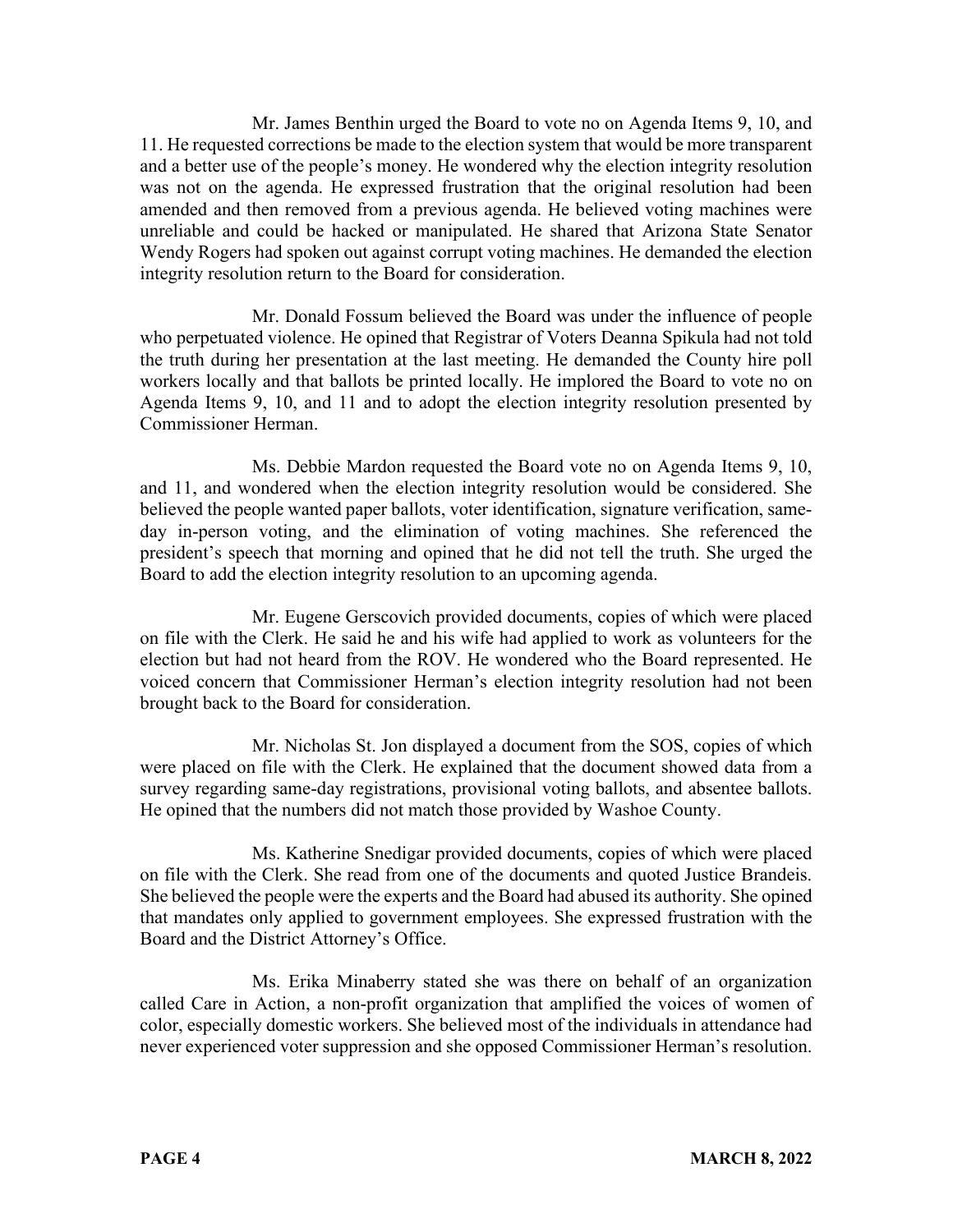Mr. James Benthin urged the Board to vote no on Agenda Items 9, 10, and 11. He requested corrections be made to the election system that would be more transparent and a better use of the people's money. He wondered why the election integrity resolution was not on the agenda. He expressed frustration that the original resolution had been amended and then removed from a previous agenda. He believed voting machines were unreliable and could be hacked or manipulated. He shared that Arizona State Senator Wendy Rogers had spoken out against corrupt voting machines. He demanded the election integrity resolution return to the Board for consideration.

Mr. Donald Fossum believed the Board was under the influence of people who perpetuated violence. He opined that Registrar of Voters Deanna Spikula had not told the truth during her presentation at the last meeting. He demanded the County hire poll workers locally and that ballots be printed locally. He implored the Board to vote no on Agenda Items 9, 10, and 11 and to adopt the election integrity resolution presented by Commissioner Herman.

Ms. Debbie Mardon requested the Board vote no on Agenda Items 9, 10, and 11, and wondered when the election integrity resolution would be considered. She believed the people wanted paper ballots, voter identification, signature verification, same-day in-person voting, and the elimination of voting machines. She referenced the president's speech that morning and opined that he did not tell the truth. She urged the Board to add the election integrity resolution to an upcoming agenda.

Mr. Eugene Gerscovich provided documents, copies of which were placed on file with the Clerk. He said he and his wife had applied to work as volunteers for the election but had not heard from the ROV. He wondered who the Board represented. He voiced concern that Commissioner Herman's election integrity resolution had not been brought back to the Board for consideration.

Mr. Nicholas St. Jon displayed a document from the SOS, copies of which were placed on file with the Clerk. He explained that the document showed data from a survey regarding same-day registrations, provisional voting ballots, and absentee ballots. He opined that the numbers did not match those provided by Washoe County.

Ms. Katherine Snedigar provided documents, copies of which were placed on file with the Clerk. She read from one of the documents and quoted Justice Brandeis. She believed the people were the experts and the Board had abused its authority. She opined that mandates only applied to government employees. She expressed frustration with the Board and the District Attorney's Office.

Ms. Erika Minaberry stated she was there on behalf of an organization called Care in Action, a non-profit organization that amplified the voices of women of color, especially domestic workers. She believed most of the individuals in attendance had never experienced voter suppression and she opposed Commissioner Herman's resolution.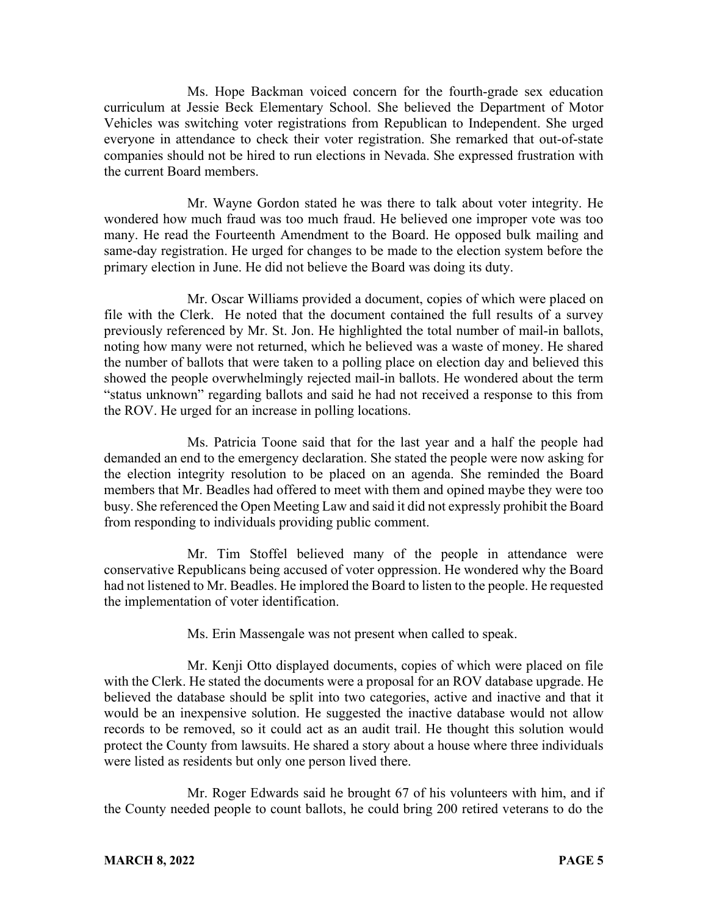Ms. Hope Backman voiced concern for the fourth-grade sex education curriculum at Jessie Beck Elementary School. She believed the Department of Motor Vehicles was switching voter registrations from Republican to Independent. She urged everyone in attendance to check their voter registration. She remarked that out-of-state companies should not be hired to run elections in Nevada. She expressed frustration with the current Board members.

Mr. Wayne Gordon stated he was there to talk about voter integrity. He wondered how much fraud was too much fraud. He believed one improper vote was too many. He read the Fourteenth Amendment to the Board. He opposed bulk mailing and same-day registration. He urged for changes to be made to the election system before the primary election in June. He did not believe the Board was doing its duty.

Mr. Oscar Williams provided a document, copies of which were placed on file with the Clerk. He noted that the document contained the full results of a survey previously referenced by Mr. St. Jon. He highlighted the total number of mail-in ballots, noting how many were not returned, which he believed was a waste of money. He shared the number of ballots that were taken to a polling place on election day and believed this showed the people overwhelmingly rejected mail-in ballots. He wondered about the term "status unknown" regarding ballots and said he had not received a response to this from the ROV. He urged for an increase in polling locations.

Ms. Patricia Toone said that for the last year and a half the people had demanded an end to the emergency declaration. She stated the people were now asking for the election integrity resolution to be placed on an agenda. She reminded the Board members that Mr. Beadles had offered to meet with them and opined maybe they were too busy. She referenced the Open Meeting Law and said it did not expressly prohibit the Board from responding to individuals providing public comment.

Mr. Tim Stoffel believed many of the people in attendance were conservative Republicans being accused of voter oppression. He wondered why the Board had not listened to Mr. Beadles. He implored the Board to listen to the people. He requested the implementation of voter identification.

Ms. Erin Massengale was not present when called to speak.

Mr. Kenji Otto displayed documents, copies of which were placed on file with the Clerk. He stated the documents were a proposal for an ROV database upgrade. He believed the database should be split into two categories, active and inactive and that it would be an inexpensive solution. He suggested the inactive database would not allow records to be removed, so it could act as an audit trail. He thought this solution would protect the County from lawsuits. He shared a story about a house where three individuals were listed as residents but only one person lived there.

Mr. Roger Edwards said he brought 67 of his volunteers with him, and if the County needed people to count ballots, he could bring 200 retired veterans to do the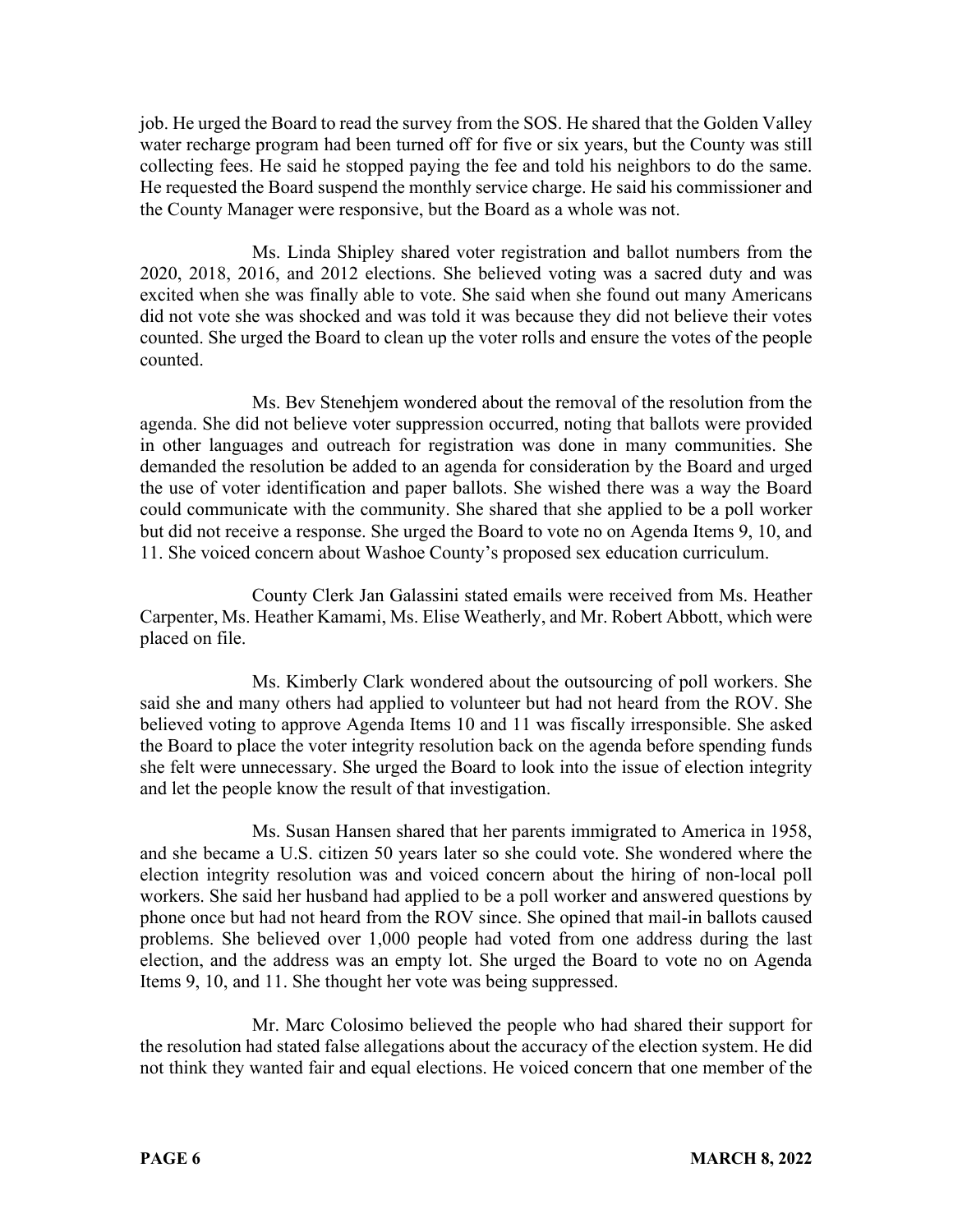job. He urged the Board to read the survey from the SOS. He shared that the Golden Valley water recharge program had been turned off for five or six years, but the County was still collecting fees. He said he stopped paying the fee and told his neighbors to do the same. He requested the Board suspend the monthly service charge. He said his commissioner and the County Manager were responsive, but the Board as a whole was not.

Ms. Linda Shipley shared voter registration and ballot numbers from the 2020, 2018, 2016, and 2012 elections. She believed voting was a sacred duty and was excited when she was finally able to vote. She said when she found out many Americans did not vote she was shocked and was told it was because they did not believe their votes counted. She urged the Board to clean up the voter rolls and ensure the votes of the people counted.

Ms. Bev Stenehjem wondered about the removal of the resolution from the agenda. She did not believe voter suppression occurred, noting that ballots were provided in other languages and outreach for registration was done in many communities. She demanded the resolution be added to an agenda for consideration by the Board and urged the use of voter identification and paper ballots. She wished there was a way the Board could communicate with the community. She shared that she applied to be a poll worker but did not receive a response. She urged the Board to vote no on Agenda Items 9, 10, and 11. She voiced concern about Washoe County's proposed sex education curriculum.

County Clerk Jan Galassini stated emails were received from Ms. Heather Carpenter, Ms. Heather Kamami, Ms. Elise Weatherly, and Mr. Robert Abbott, which were placed on file.

Ms. Kimberly Clark wondered about the outsourcing of poll workers. She said she and many others had applied to volunteer but had not heard from the ROV. She believed voting to approve Agenda Items 10 and 11 was fiscally irresponsible. She asked the Board to place the voter integrity resolution back on the agenda before spending funds she felt were unnecessary. She urged the Board to look into the issue of election integrity and let the people know the result of that investigation.

Ms. Susan Hansen shared that her parents immigrated to America in 1958, and she became a U.S. citizen 50 years later so she could vote. She wondered where the election integrity resolution was and voiced concern about the hiring of non-local poll workers. She said her husband had applied to be a poll worker and answered questions by phone once but had not heard from the ROV since. She opined that mail-in ballots caused problems. She believed over 1,000 people had voted from one address during the last election, and the address was an empty lot. She urged the Board to vote no on Agenda Items 9, 10, and 11. She thought her vote was being suppressed.

Mr. Marc Colosimo believed the people who had shared their support for the resolution had stated false allegations about the accuracy of the election system. He did not think they wanted fair and equal elections. He voiced concern that one member of the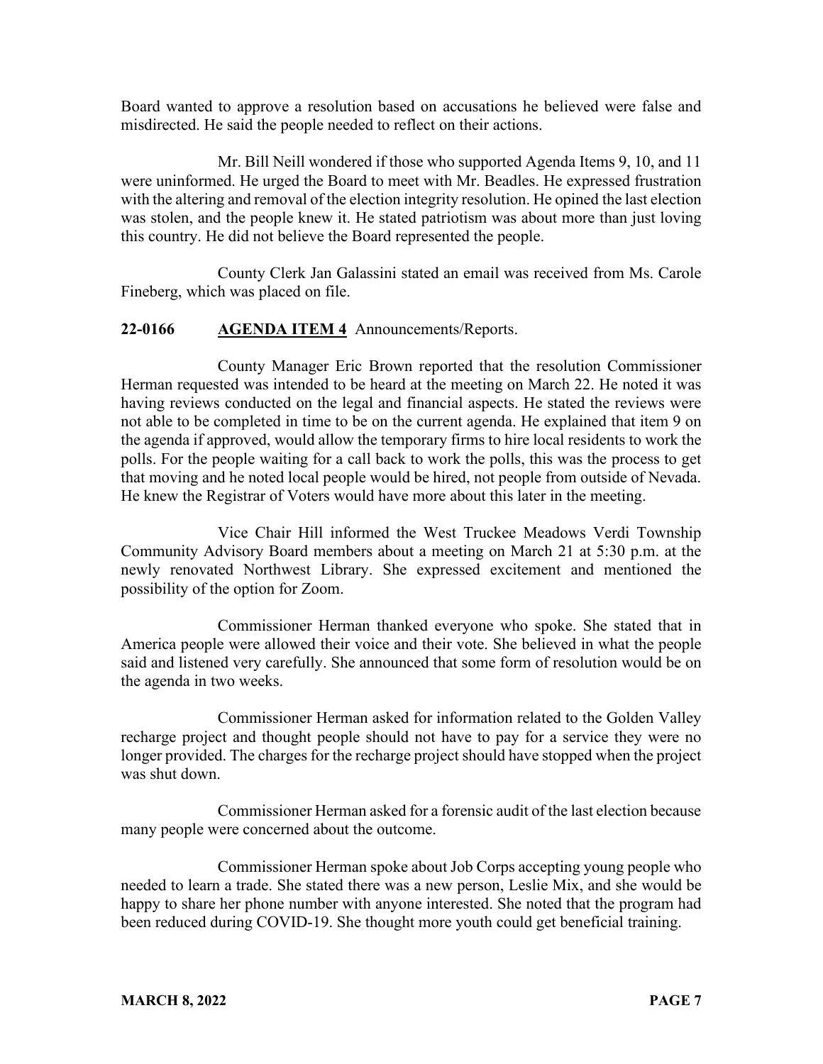Board wanted to approve a resolution based on accusations he believed were false and misdirected. He said the people needed to reflect on their actions.

Mr. Bill Neill wondered if those who supported Agenda Items 9, 10, and 11 were uninformed. He urged the Board to meet with Mr. Beadles. He expressed frustration with the altering and removal of the election integrity resolution. He opined the last election was stolen, and the people knew it. He stated patriotism was about more than just loving this country. He did not believe the Board represented the people.

County Clerk Jan Galassini stated an email was received from Ms. Carole Fineberg, which was placed on file.

**22-0166 AGENDA ITEM 4** Announcements/Reports.

County Manager Eric Brown reported that the resolution Commissioner Herman requested was intended to be heard at the meeting on March 22. He noted it was having reviews conducted on the legal and financial aspects. He stated the reviews were not able to be completed in time to be on the current agenda. He explained that item 9 on the agenda if approved, would allow the temporary firms to hire local residents to work the polls. For the people waiting for a call back to work the polls, this was the process to get that moving and he noted local people would be hired, not people from outside of Nevada. He knew the Registrar of Voters would have more about this later in the meeting.

Vice Chair Hill informed the West Truckee Meadows Verdi Township Community Advisory Board members about a meeting on March 21 at 5:30 p.m. at the newly renovated Northwest Library. She expressed excitement and mentioned the possibility of the option for Zoom.

Commissioner Herman thanked everyone who spoke. She stated that in America people were allowed their voice and their vote. She believed in what the people said and listened very carefully. She announced that some form of resolution would be on the agenda in two weeks.

Commissioner Herman asked for information related to the Golden Valley recharge project and thought people should not have to pay for a service they were no longer provided. The charges for the recharge project should have stopped when the project was shut down.

Commissioner Herman asked for a forensic audit of the last election because many people were concerned about the outcome.

Commissioner Herman spoke about Job Corps accepting young people who needed to learn a trade. She stated there was a new person, Leslie Mix, and she would be happy to share her phone number with anyone interested. She noted that the program had been reduced during COVID-19. She thought more youth could get beneficial training.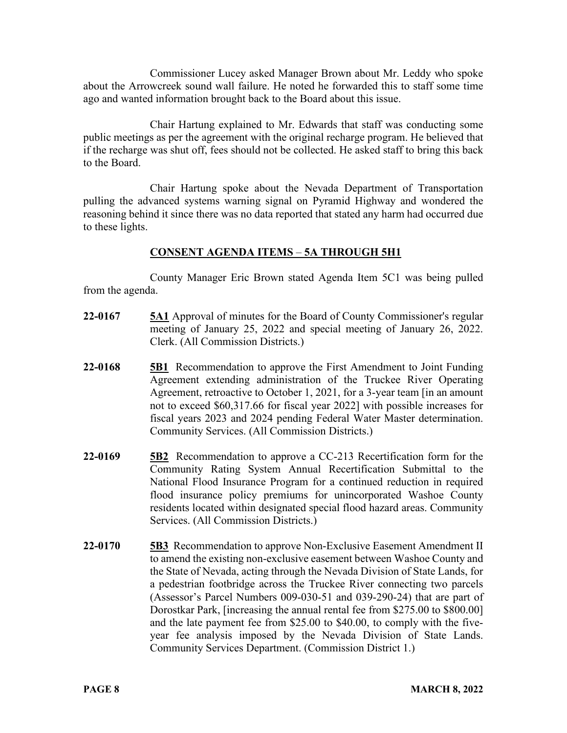Commissioner Lucey asked Manager Brown about Mr. Leddy who spoke about the Arrowcreek sound wall failure. He noted he forwarded this to staff some time ago and wanted information brought back to the Board about this issue.

Chair Hartung explained to Mr. Edwards that staff was conducting some public meetings as per the agreement with the original recharge program. He believed that if the recharge was shut off, fees should not be collected. He asked staff to bring this back to the Board.

Chair Hartung spoke about the Nevada Department of Transportation pulling the advanced systems warning signal on Pyramid Highway and wondered the reasoning behind it since there was no data reported that stated any harm had occurred due to these lights.

## CONSENT AGENDA ITEMS – 5A THROUGH 5H1

County Manager Eric Brown stated Agenda Item 5C1 was being pulled from the agenda.

**22-0167** **5A1** Approval of minutes for the Board of County Commissioner's regular meeting of January 25, 2022 and special meeting of January 26, 2022. Clerk. (All Commission Districts.)

**22-0168** **5B1** Recommendation to approve the First Amendment to Joint Funding Agreement extending administration of the Truckee River Operating Agreement, retroactive to October 1, 2021, for a 3-year team [in an amount not to exceed $60,317.66 for fiscal year 2022] with possible increases for fiscal years 2023 and 2024 pending Federal Water Master determination. Community Services. (All Commission Districts.)

**22-0169** **5B2** Recommendation to approve a CC-213 Recertification form for the Community Rating System Annual Recertification Submittal to the National Flood Insurance Program for a continued reduction in required flood insurance policy premiums for unincorporated Washoe County residents located within designated special flood hazard areas. Community Services. (All Commission Districts.)

**22-0170** **5B3** Recommendation to approve Non-Exclusive Easement Amendment II to amend the existing non-exclusive easement between Washoe County and the State of Nevada, acting through the Nevada Division of State Lands, for a pedestrian footbridge across the Truckee River connecting two parcels (Assessor's Parcel Numbers 009-030-51 and 039-290-24) that are part of Dorostkar Park, [increasing the annual rental fee from $275.00 to $800.00] and the late payment fee from $25.00 to $40.00, to comply with the five-year fee analysis imposed by the Nevada Division of State Lands. Community Services Department. (Commission District 1.)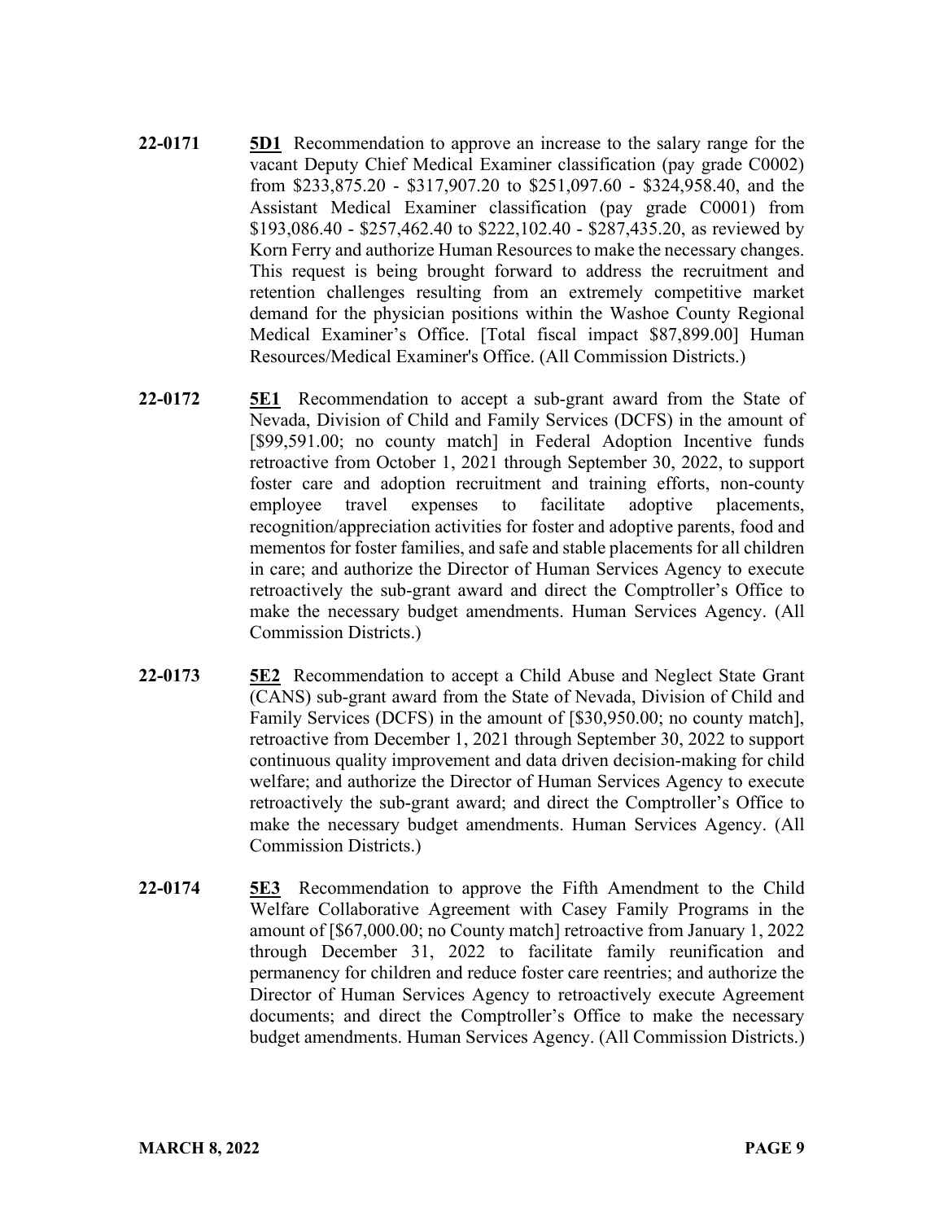**22-0171** **5D1** Recommendation to approve an increase to the salary range for the vacant Deputy Chief Medical Examiner classification (pay grade C0002) from $233,875.20 - $317,907.20 to $251,097.60 - $324,958.40, and the Assistant Medical Examiner classification (pay grade C0001) from $193,086.40 - $257,462.40 to $222,102.40 - $287,435.20, as reviewed by Korn Ferry and authorize Human Resources to make the necessary changes. This request is being brought forward to address the recruitment and retention challenges resulting from an extremely competitive market demand for the physician positions within the Washoe County Regional Medical Examiner's Office. [Total fiscal impact $87,899.00] Human Resources/Medical Examiner's Office. (All Commission Districts.)

**22-0172** **5E1** Recommendation to accept a sub-grant award from the State of Nevada, Division of Child and Family Services (DCFS) in the amount of [$99,591.00; no county match] in Federal Adoption Incentive funds retroactive from October 1, 2021 through September 30, 2022, to support foster care and adoption recruitment and training efforts, non-county employee travel expenses to facilitate adoptive placements, recognition/appreciation activities for foster and adoptive parents, food and mementos for foster families, and safe and stable placements for all children in care; and authorize the Director of Human Services Agency to execute retroactively the sub-grant award and direct the Comptroller's Office to make the necessary budget amendments. Human Services Agency. (All Commission Districts.)

**22-0173** **5E2** Recommendation to accept a Child Abuse and Neglect State Grant (CANS) sub-grant award from the State of Nevada, Division of Child and Family Services (DCFS) in the amount of [$30,950.00; no county match], retroactive from December 1, 2021 through September 30, 2022 to support continuous quality improvement and data driven decision-making for child welfare; and authorize the Director of Human Services Agency to execute retroactively the sub-grant award; and direct the Comptroller's Office to make the necessary budget amendments. Human Services Agency. (All Commission Districts.)

**22-0174** **5E3** Recommendation to approve the Fifth Amendment to the Child Welfare Collaborative Agreement with Casey Family Programs in the amount of [$67,000.00; no County match] retroactive from January 1, 2022 through December 31, 2022 to facilitate family reunification and permanency for children and reduce foster care reentries; and authorize the Director of Human Services Agency to retroactively execute Agreement documents; and direct the Comptroller's Office to make the necessary budget amendments. Human Services Agency. (All Commission Districts.)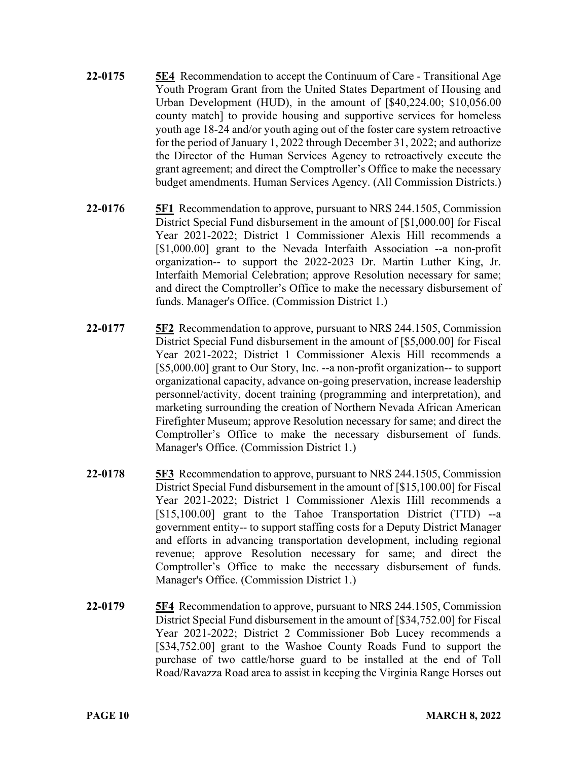**22-0175** **5E4** Recommendation to accept the Continuum of Care - Transitional Age Youth Program Grant from the United States Department of Housing and Urban Development (HUD), in the amount of [$40,224.00; $10,056.00 county match] to provide housing and supportive services for homeless youth age 18-24 and/or youth aging out of the foster care system retroactive for the period of January 1, 2022 through December 31, 2022; and authorize the Director of the Human Services Agency to retroactively execute the grant agreement; and direct the Comptroller's Office to make the necessary budget amendments. Human Services Agency. (All Commission Districts.)

**22-0176** **5F1** Recommendation to approve, pursuant to NRS 244.1505, Commission District Special Fund disbursement in the amount of [$1,000.00] for Fiscal Year 2021-2022; District 1 Commissioner Alexis Hill recommends a [$1,000.00] grant to the Nevada Interfaith Association --a non-profit organization-- to support the 2022-2023 Dr. Martin Luther King, Jr. Interfaith Memorial Celebration; approve Resolution necessary for same; and direct the Comptroller's Office to make the necessary disbursement of funds. Manager's Office. (Commission District 1.)

**22-0177** **5F2** Recommendation to approve, pursuant to NRS 244.1505, Commission District Special Fund disbursement in the amount of [$5,000.00] for Fiscal Year 2021-2022; District 1 Commissioner Alexis Hill recommends a [$5,000.00] grant to Our Story, Inc. --a non-profit organization-- to support organizational capacity, advance on-going preservation, increase leadership personnel/activity, docent training (programming and interpretation), and marketing surrounding the creation of Northern Nevada African American Firefighter Museum; approve Resolution necessary for same; and direct the Comptroller's Office to make the necessary disbursement of funds. Manager's Office. (Commission District 1.)

**22-0178** **5F3** Recommendation to approve, pursuant to NRS 244.1505, Commission District Special Fund disbursement in the amount of [$15,100.00] for Fiscal Year 2021-2022; District 1 Commissioner Alexis Hill recommends a [$15,100.00] grant to the Tahoe Transportation District (TTD) --a government entity-- to support staffing costs for a Deputy District Manager and efforts in advancing transportation development, including regional revenue; approve Resolution necessary for same; and direct the Comptroller's Office to make the necessary disbursement of funds. Manager's Office. (Commission District 1.)

**22-0179** **5F4** Recommendation to approve, pursuant to NRS 244.1505, Commission District Special Fund disbursement in the amount of [$34,752.00] for Fiscal Year 2021-2022; District 2 Commissioner Bob Lucey recommends a [$34,752.00] grant to the Washoe County Roads Fund to support the purchase of two cattle/horse guard to be installed at the end of Toll Road/Ravazza Road area to assist in keeping the Virginia Range Horses out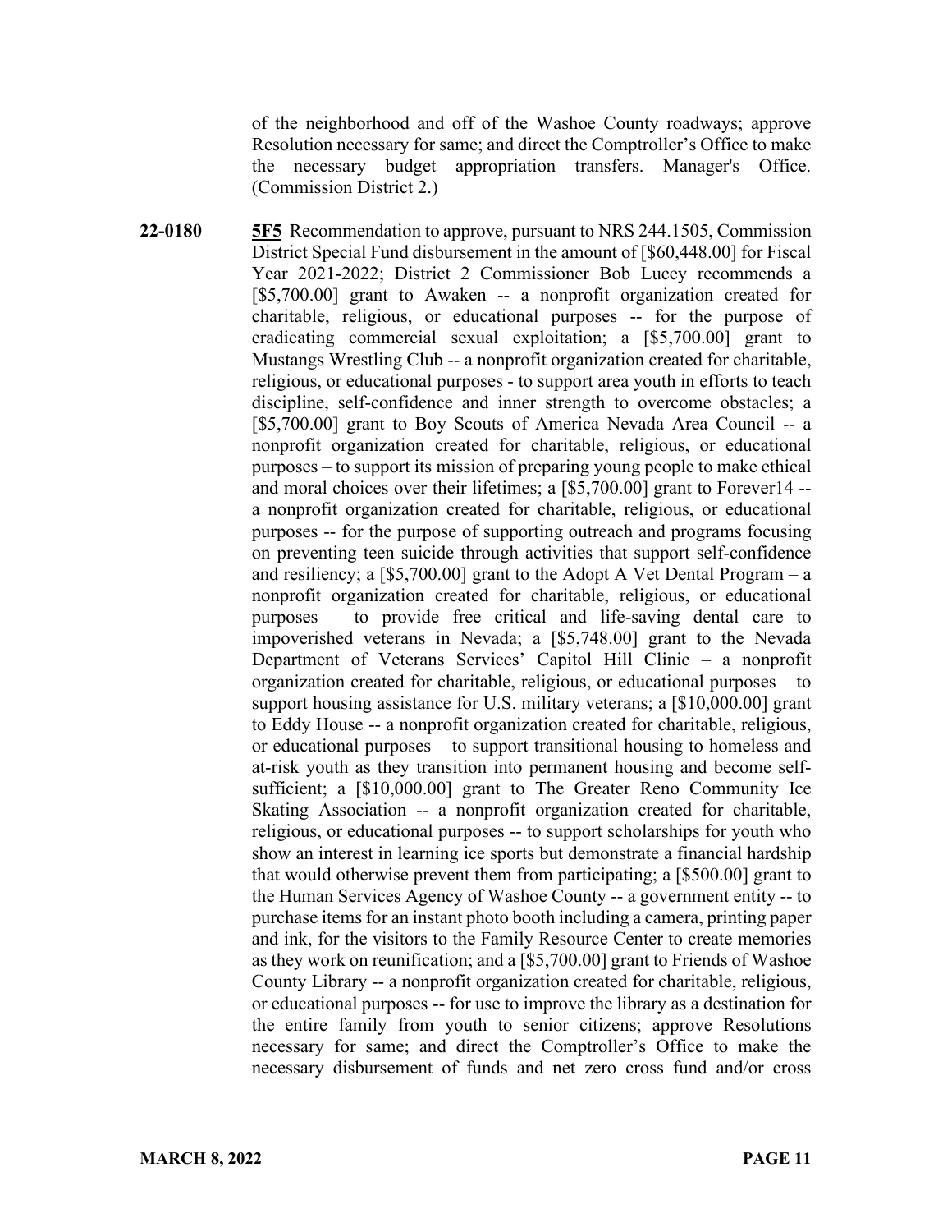of the neighborhood and off of the Washoe County roadways; approve Resolution necessary for same; and direct the Comptroller's Office to make the necessary budget appropriation transfers. Manager's Office. (Commission District 2.)

**22-0180** **5F5** Recommendation to approve, pursuant to NRS 244.1505, Commission District Special Fund disbursement in the amount of [$60,448.00] for Fiscal Year 2021-2022; District 2 Commissioner Bob Lucey recommends a [$5,700.00] grant to Awaken -- a nonprofit organization created for charitable, religious, or educational purposes -- for the purpose of eradicating commercial sexual exploitation; a [$5,700.00] grant to Mustangs Wrestling Club -- a nonprofit organization created for charitable, religious, or educational purposes - to support area youth in efforts to teach discipline, self-confidence and inner strength to overcome obstacles; a [$5,700.00] grant to Boy Scouts of America Nevada Area Council -- a nonprofit organization created for charitable, religious, or educational purposes – to support its mission of preparing young people to make ethical and moral choices over their lifetimes; a [$5,700.00] grant to Forever14 -- a nonprofit organization created for charitable, religious, or educational purposes -- for the purpose of supporting outreach and programs focusing on preventing teen suicide through activities that support self-confidence and resiliency; a [$5,700.00] grant to the Adopt A Vet Dental Program – a nonprofit organization created for charitable, religious, or educational purposes – to provide free critical and life-saving dental care to impoverished veterans in Nevada; a [$5,748.00] grant to the Nevada Department of Veterans Services' Capitol Hill Clinic – a nonprofit organization created for charitable, religious, or educational purposes – to support housing assistance for U.S. military veterans; a [$10,000.00] grant to Eddy House -- a nonprofit organization created for charitable, religious, or educational purposes – to support transitional housing to homeless and at-risk youth as they transition into permanent housing and become self-sufficient; a [$10,000.00] grant to The Greater Reno Community Ice Skating Association -- a nonprofit organization created for charitable, religious, or educational purposes -- to support scholarships for youth who show an interest in learning ice sports but demonstrate a financial hardship that would otherwise prevent them from participating; a [$500.00] grant to the Human Services Agency of Washoe County -- a government entity -- to purchase items for an instant photo booth including a camera, printing paper and ink, for the visitors to the Family Resource Center to create memories as they work on reunification; and a [$5,700.00] grant to Friends of Washoe County Library -- a nonprofit organization created for charitable, religious, or educational purposes -- for use to improve the library as a destination for the entire family from youth to senior citizens; approve Resolutions necessary for same; and direct the Comptroller's Office to make the necessary disbursement of funds and net zero cross fund and/or cross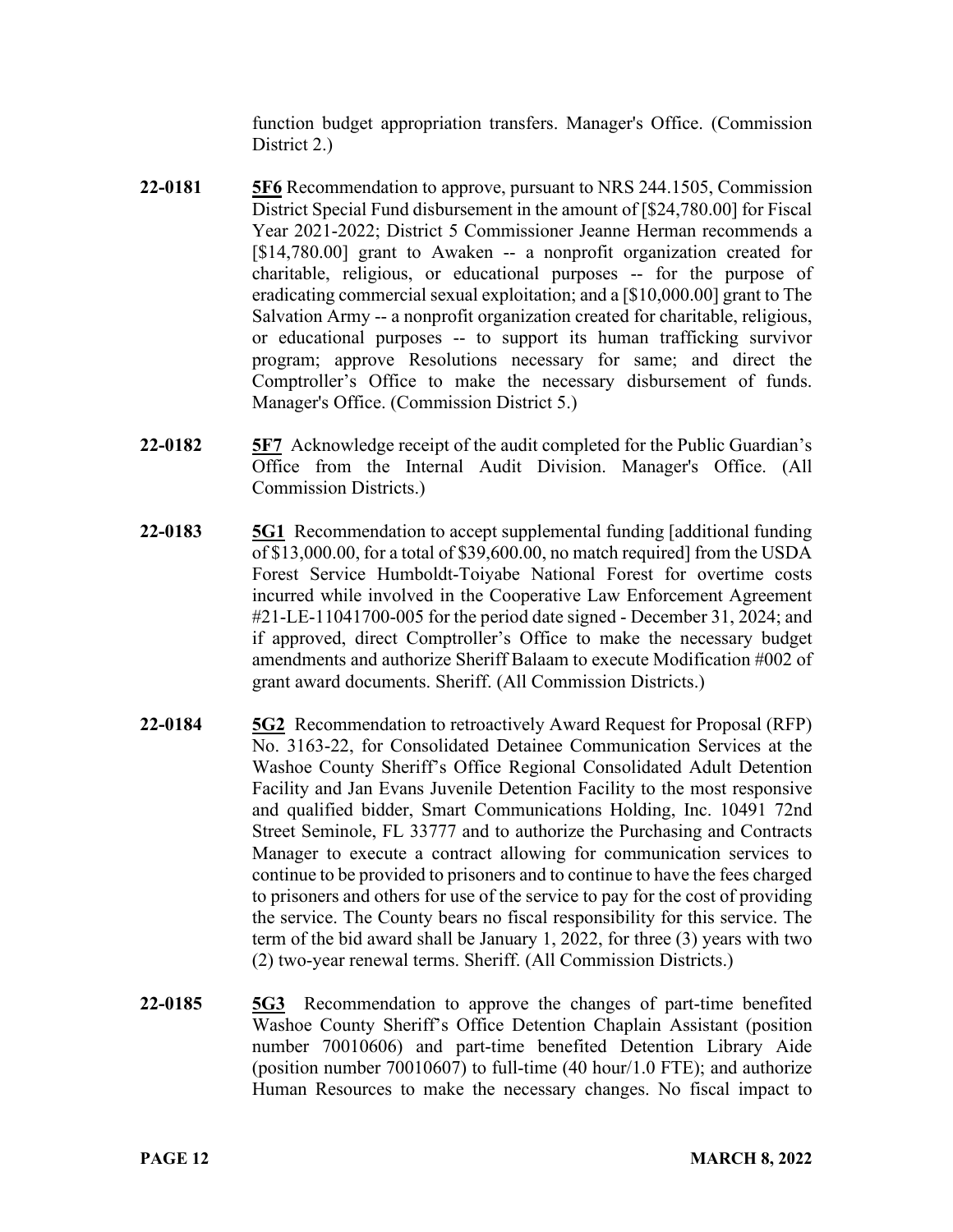function budget appropriation transfers. Manager's Office. (Commission District 2.)

**22-0181** **5F6** Recommendation to approve, pursuant to NRS 244.1505, Commission District Special Fund disbursement in the amount of [$24,780.00] for Fiscal Year 2021-2022; District 5 Commissioner Jeanne Herman recommends a [$14,780.00] grant to Awaken -- a nonprofit organization created for charitable, religious, or educational purposes -- for the purpose of eradicating commercial sexual exploitation; and a [$10,000.00] grant to The Salvation Army -- a nonprofit organization created for charitable, religious, or educational purposes -- to support its human trafficking survivor program; approve Resolutions necessary for same; and direct the Comptroller's Office to make the necessary disbursement of funds. Manager's Office. (Commission District 5.)

**22-0182** **5F7** Acknowledge receipt of the audit completed for the Public Guardian's Office from the Internal Audit Division. Manager's Office. (All Commission Districts.)

**22-0183** **5G1** Recommendation to accept supplemental funding [additional funding of $13,000.00, for a total of $39,600.00, no match required] from the USDA Forest Service Humboldt-Toiyabe National Forest for overtime costs incurred while involved in the Cooperative Law Enforcement Agreement #21-LE-11041700-005 for the period date signed - December 31, 2024; and if approved, direct Comptroller's Office to make the necessary budget amendments and authorize Sheriff Balaam to execute Modification #002 of grant award documents. Sheriff. (All Commission Districts.)

**22-0184** **5G2** Recommendation to retroactively Award Request for Proposal (RFP) No. 3163-22, for Consolidated Detainee Communication Services at the Washoe County Sheriff's Office Regional Consolidated Adult Detention Facility and Jan Evans Juvenile Detention Facility to the most responsive and qualified bidder, Smart Communications Holding, Inc. 10491 72nd Street Seminole, FL 33777 and to authorize the Purchasing and Contracts Manager to execute a contract allowing for communication services to continue to be provided to prisoners and to continue to have the fees charged to prisoners and others for use of the service to pay for the cost of providing the service. The County bears no fiscal responsibility for this service. The term of the bid award shall be January 1, 2022, for three (3) years with two (2) two-year renewal terms. Sheriff. (All Commission Districts.)

**22-0185** **5G3** Recommendation to approve the changes of part-time benefited Washoe County Sheriff's Office Detention Chaplain Assistant (position number 70010606) and part-time benefited Detention Library Aide (position number 70010607) to full-time (40 hour/1.0 FTE); and authorize Human Resources to make the necessary changes. No fiscal impact to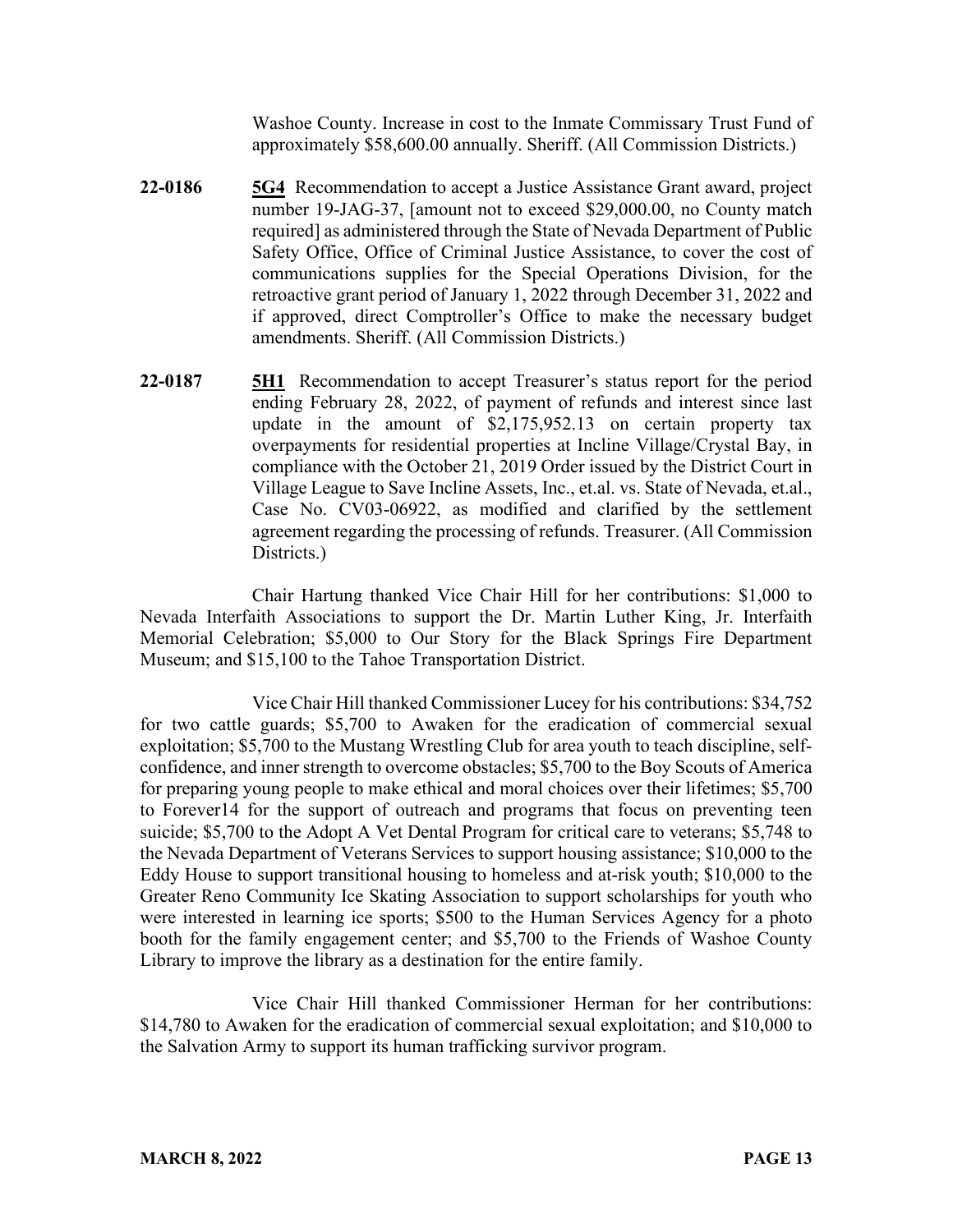Washoe County. Increase in cost to the Inmate Commissary Trust Fund of approximately $58,600.00 annually. Sheriff. (All Commission Districts.)

**22-0186** **5G4** Recommendation to accept a Justice Assistance Grant award, project number 19-JAG-37, [amount not to exceed $29,000.00, no County match required] as administered through the State of Nevada Department of Public Safety Office, Office of Criminal Justice Assistance, to cover the cost of communications supplies for the Special Operations Division, for the retroactive grant period of January 1, 2022 through December 31, 2022 and if approved, direct Comptroller's Office to make the necessary budget amendments. Sheriff. (All Commission Districts.)

**22-0187** **5H1** Recommendation to accept Treasurer's status report for the period ending February 28, 2022, of payment of refunds and interest since last update in the amount of $2,175,952.13 on certain property tax overpayments for residential properties at Incline Village/Crystal Bay, in compliance with the October 21, 2019 Order issued by the District Court in Village League to Save Incline Assets, Inc., et.al. vs. State of Nevada, et.al., Case No. CV03-06922, as modified and clarified by the settlement agreement regarding the processing of refunds. Treasurer. (All Commission Districts.)

Chair Hartung thanked Vice Chair Hill for her contributions: $1,000 to Nevada Interfaith Associations to support the Dr. Martin Luther King, Jr. Interfaith Memorial Celebration; $5,000 to Our Story for the Black Springs Fire Department Museum; and $15,100 to the Tahoe Transportation District.

Vice Chair Hill thanked Commissioner Lucey for his contributions: $34,752 for two cattle guards; $5,700 to Awaken for the eradication of commercial sexual exploitation; $5,700 to the Mustang Wrestling Club for area youth to teach discipline, self-confidence, and inner strength to overcome obstacles; $5,700 to the Boy Scouts of America for preparing young people to make ethical and moral choices over their lifetimes; $5,700 to Forever14 for the support of outreach and programs that focus on preventing teen suicide; $5,700 to the Adopt A Vet Dental Program for critical care to veterans; $5,748 to the Nevada Department of Veterans Services to support housing assistance; $10,000 to the Eddy House to support transitional housing to homeless and at-risk youth; $10,000 to the Greater Reno Community Ice Skating Association to support scholarships for youth who were interested in learning ice sports; $500 to the Human Services Agency for a photo booth for the family engagement center; and $5,700 to the Friends of Washoe County Library to improve the library as a destination for the entire family.

Vice Chair Hill thanked Commissioner Herman for her contributions: $14,780 to Awaken for the eradication of commercial sexual exploitation; and $10,000 to the Salvation Army to support its human trafficking survivor program.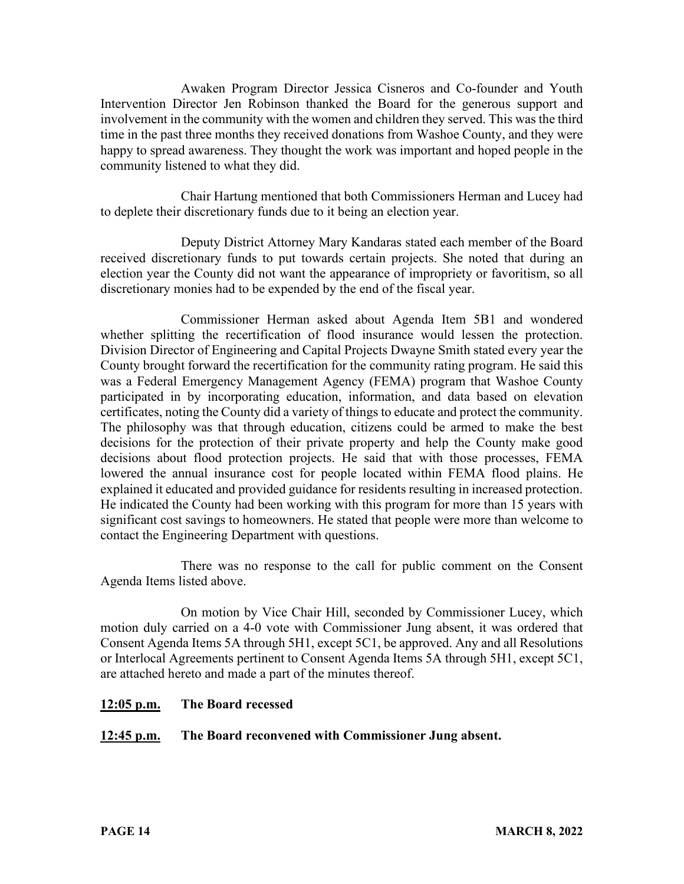Awaken Program Director Jessica Cisneros and Co-founder and Youth Intervention Director Jen Robinson thanked the Board for the generous support and involvement in the community with the women and children they served. This was the third time in the past three months they received donations from Washoe County, and they were happy to spread awareness. They thought the work was important and hoped people in the community listened to what they did.

Chair Hartung mentioned that both Commissioners Herman and Lucey had to deplete their discretionary funds due to it being an election year.

Deputy District Attorney Mary Kandaras stated each member of the Board received discretionary funds to put towards certain projects. She noted that during an election year the County did not want the appearance of impropriety or favoritism, so all discretionary monies had to be expended by the end of the fiscal year.

Commissioner Herman asked about Agenda Item 5B1 and wondered whether splitting the recertification of flood insurance would lessen the protection. Division Director of Engineering and Capital Projects Dwayne Smith stated every year the County brought forward the recertification for the community rating program. He said this was a Federal Emergency Management Agency (FEMA) program that Washoe County participated in by incorporating education, information, and data based on elevation certificates, noting the County did a variety of things to educate and protect the community. The philosophy was that through education, citizens could be armed to make the best decisions for the protection of their private property and help the County make good decisions about flood protection projects. He said that with those processes, FEMA lowered the annual insurance cost for people located within FEMA flood plains. He explained it educated and provided guidance for residents resulting in increased protection. He indicated the County had been working with this program for more than 15 years with significant cost savings to homeowners. He stated that people were more than welcome to contact the Engineering Department with questions.

There was no response to the call for public comment on the Consent Agenda Items listed above.

On motion by Vice Chair Hill, seconded by Commissioner Lucey, which motion duly carried on a 4-0 vote with Commissioner Jung absent, it was ordered that Consent Agenda Items 5A through 5H1, except 5C1, be approved. Any and all Resolutions or Interlocal Agreements pertinent to Consent Agenda Items 5A through 5H1, except 5C1, are attached hereto and made a part of the minutes thereof.

**12:05 p.m.** **The Board recessed**

**12:45 p.m.** **The Board reconvened with Commissioner Jung absent.**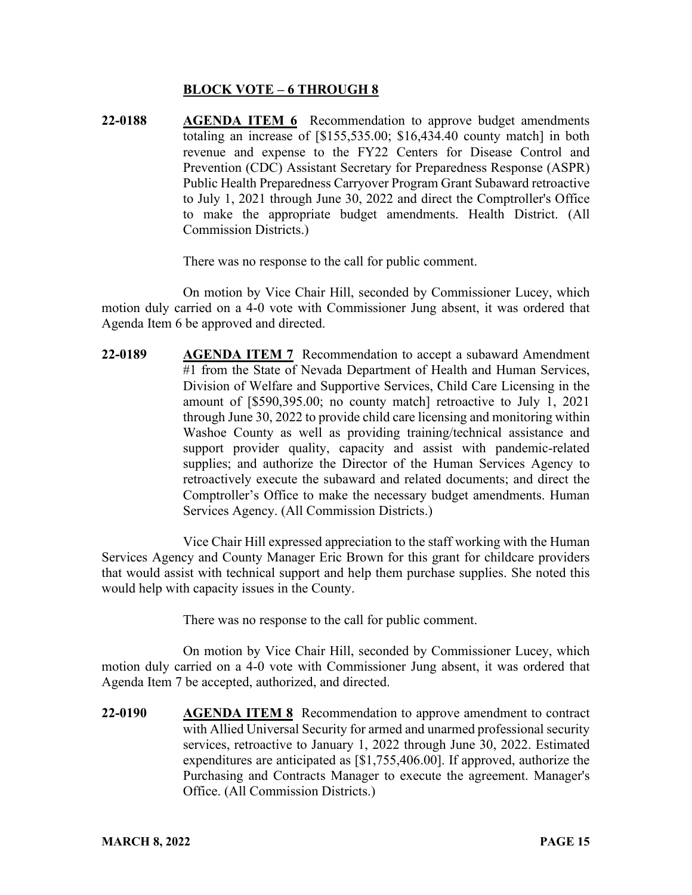**BLOCK VOTE – 6 THROUGH 8**

**22-0188** **AGENDA ITEM 6** Recommendation to approve budget amendments totaling an increase of [$155,535.00; $16,434.40 county match] in both revenue and expense to the FY22 Centers for Disease Control and Prevention (CDC) Assistant Secretary for Preparedness Response (ASPR) Public Health Preparedness Carryover Program Grant Subaward retroactive to July 1, 2021 through June 30, 2022 and direct the Comptroller's Office to make the appropriate budget amendments. Health District. (All Commission Districts.)

There was no response to the call for public comment.

On motion by Vice Chair Hill, seconded by Commissioner Lucey, which motion duly carried on a 4-0 vote with Commissioner Jung absent, it was ordered that Agenda Item 6 be approved and directed.

**22-0189** **AGENDA ITEM 7** Recommendation to accept a subaward Amendment #1 from the State of Nevada Department of Health and Human Services, Division of Welfare and Supportive Services, Child Care Licensing in the amount of [$590,395.00; no county match] retroactive to July 1, 2021 through June 30, 2022 to provide child care licensing and monitoring within Washoe County as well as providing training/technical assistance and support provider quality, capacity and assist with pandemic-related supplies; and authorize the Director of the Human Services Agency to retroactively execute the subaward and related documents; and direct the Comptroller's Office to make the necessary budget amendments. Human Services Agency. (All Commission Districts.)

Vice Chair Hill expressed appreciation to the staff working with the Human Services Agency and County Manager Eric Brown for this grant for childcare providers that would assist with technical support and help them purchase supplies. She noted this would help with capacity issues in the County.

There was no response to the call for public comment.

On motion by Vice Chair Hill, seconded by Commissioner Lucey, which motion duly carried on a 4-0 vote with Commissioner Jung absent, it was ordered that Agenda Item 7 be accepted, authorized, and directed.

**22-0190** **AGENDA ITEM 8** Recommendation to approve amendment to contract with Allied Universal Security for armed and unarmed professional security services, retroactive to January 1, 2022 through June 30, 2022. Estimated expenditures are anticipated as [$1,755,406.00]. If approved, authorize the Purchasing and Contracts Manager to execute the agreement. Manager's Office. (All Commission Districts.)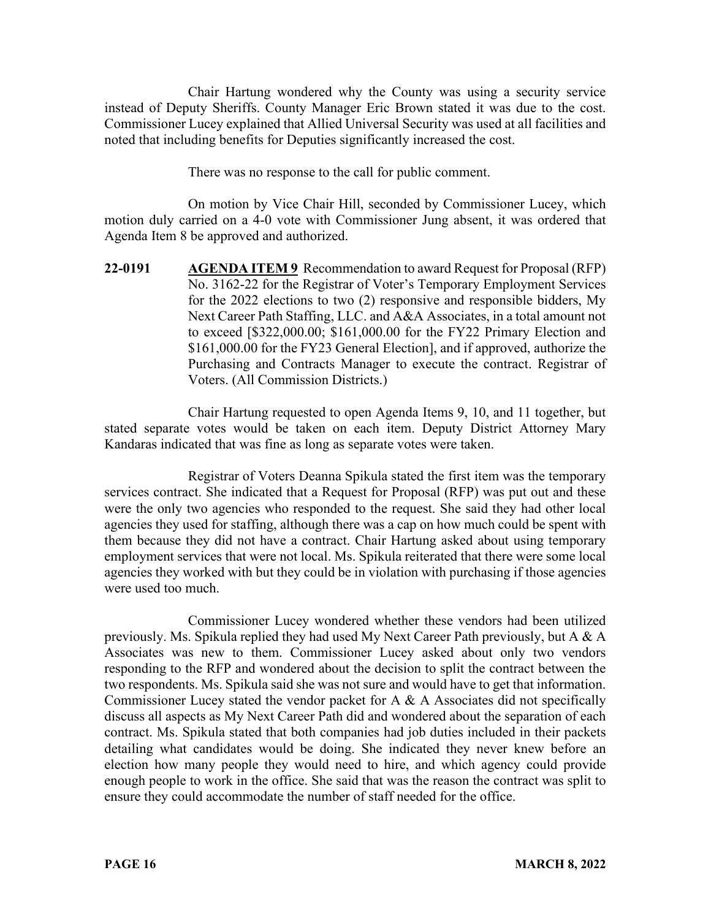Chair Hartung wondered why the County was using a security service instead of Deputy Sheriffs. County Manager Eric Brown stated it was due to the cost. Commissioner Lucey explained that Allied Universal Security was used at all facilities and noted that including benefits for Deputies significantly increased the cost.

There was no response to the call for public comment.

On motion by Vice Chair Hill, seconded by Commissioner Lucey, which motion duly carried on a 4-0 vote with Commissioner Jung absent, it was ordered that Agenda Item 8 be approved and authorized.

**22-0191** **AGENDA ITEM 9** Recommendation to award Request for Proposal (RFP) No. 3162-22 for the Registrar of Voter's Temporary Employment Services for the 2022 elections to two (2) responsive and responsible bidders, My Next Career Path Staffing, LLC. and A&A Associates, in a total amount not to exceed [$322,000.00; $161,000.00 for the FY22 Primary Election and $161,000.00 for the FY23 General Election], and if approved, authorize the Purchasing and Contracts Manager to execute the contract. Registrar of Voters. (All Commission Districts.)

Chair Hartung requested to open Agenda Items 9, 10, and 11 together, but stated separate votes would be taken on each item. Deputy District Attorney Mary Kandaras indicated that was fine as long as separate votes were taken.

Registrar of Voters Deanna Spikula stated the first item was the temporary services contract. She indicated that a Request for Proposal (RFP) was put out and these were the only two agencies who responded to the request. She said they had other local agencies they used for staffing, although there was a cap on how much could be spent with them because they did not have a contract. Chair Hartung asked about using temporary employment services that were not local. Ms. Spikula reiterated that there were some local agencies they worked with but they could be in violation with purchasing if those agencies were used too much.

Commissioner Lucey wondered whether these vendors had been utilized previously. Ms. Spikula replied they had used My Next Career Path previously, but A & A Associates was new to them. Commissioner Lucey asked about only two vendors responding to the RFP and wondered about the decision to split the contract between the two respondents. Ms. Spikula said she was not sure and would have to get that information. Commissioner Lucey stated the vendor packet for A & A Associates did not specifically discuss all aspects as My Next Career Path did and wondered about the separation of each contract. Ms. Spikula stated that both companies had job duties included in their packets detailing what candidates would be doing. She indicated they never knew before an election how many people they would need to hire, and which agency could provide enough people to work in the office. She said that was the reason the contract was split to ensure they could accommodate the number of staff needed for the office.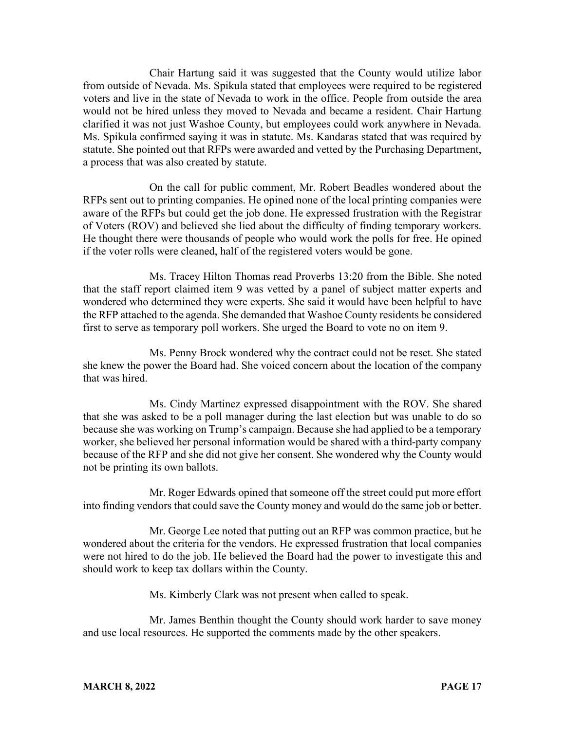Chair Hartung said it was suggested that the County would utilize labor from outside of Nevada. Ms. Spikula stated that employees were required to be registered voters and live in the state of Nevada to work in the office. People from outside the area would not be hired unless they moved to Nevada and became a resident. Chair Hartung clarified it was not just Washoe County, but employees could work anywhere in Nevada. Ms. Spikula confirmed saying it was in statute. Ms. Kandaras stated that was required by statute. She pointed out that RFPs were awarded and vetted by the Purchasing Department, a process that was also created by statute.

On the call for public comment, Mr. Robert Beadles wondered about the RFPs sent out to printing companies. He opined none of the local printing companies were aware of the RFPs but could get the job done. He expressed frustration with the Registrar of Voters (ROV) and believed she lied about the difficulty of finding temporary workers. He thought there were thousands of people who would work the polls for free. He opined if the voter rolls were cleaned, half of the registered voters would be gone.

Ms. Tracey Hilton Thomas read Proverbs 13:20 from the Bible. She noted that the staff report claimed item 9 was vetted by a panel of subject matter experts and wondered who determined they were experts. She said it would have been helpful to have the RFP attached to the agenda. She demanded that Washoe County residents be considered first to serve as temporary poll workers. She urged the Board to vote no on item 9.

Ms. Penny Brock wondered why the contract could not be reset. She stated she knew the power the Board had. She voiced concern about the location of the company that was hired.

Ms. Cindy Martinez expressed disappointment with the ROV. She shared that she was asked to be a poll manager during the last election but was unable to do so because she was working on Trump's campaign. Because she had applied to be a temporary worker, she believed her personal information would be shared with a third-party company because of the RFP and she did not give her consent. She wondered why the County would not be printing its own ballots.

Mr. Roger Edwards opined that someone off the street could put more effort into finding vendors that could save the County money and would do the same job or better.

Mr. George Lee noted that putting out an RFP was common practice, but he wondered about the criteria for the vendors. He expressed frustration that local companies were not hired to do the job. He believed the Board had the power to investigate this and should work to keep tax dollars within the County.

Ms. Kimberly Clark was not present when called to speak.

Mr. James Benthin thought the County should work harder to save money and use local resources. He supported the comments made by the other speakers.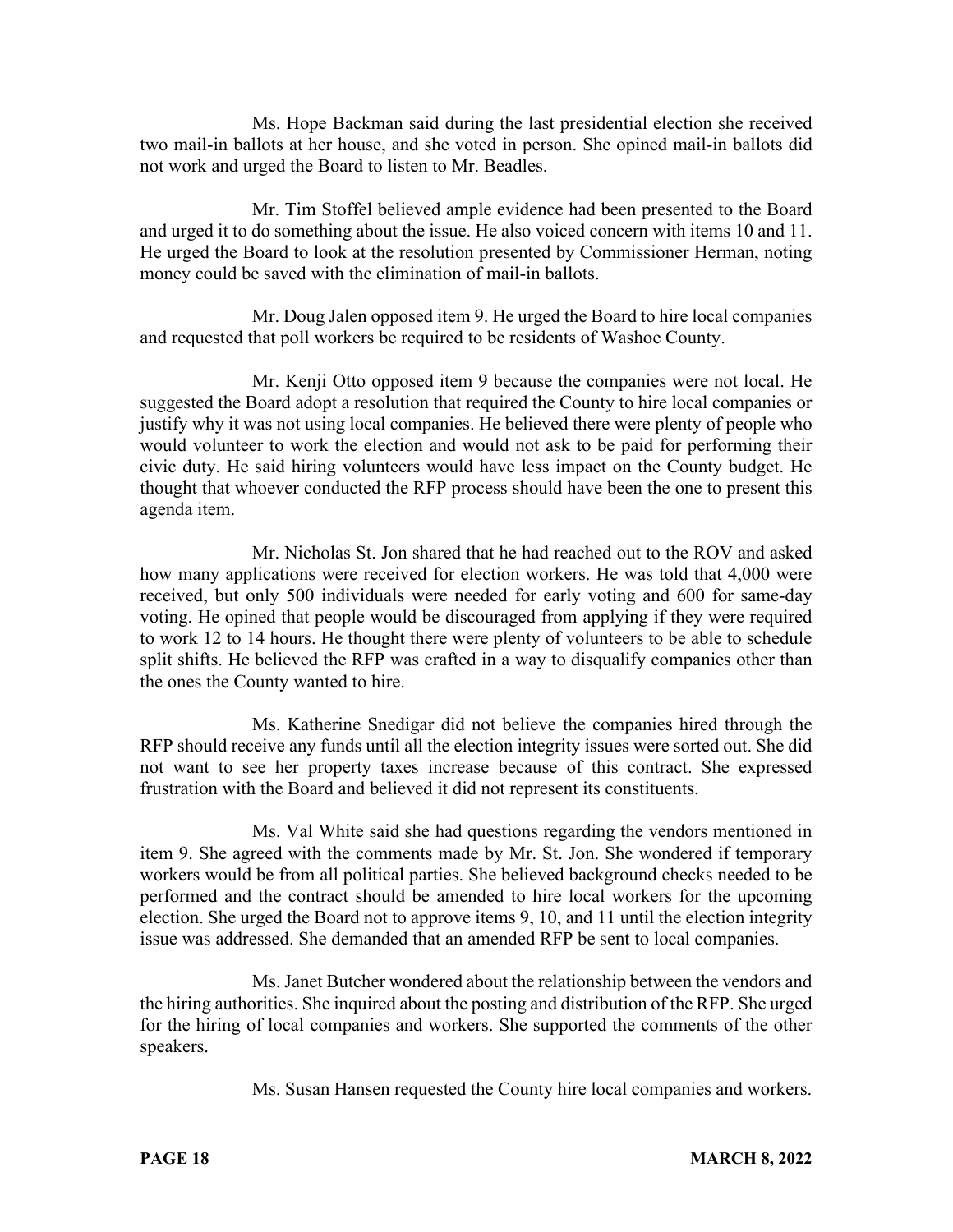Ms. Hope Backman said during the last presidential election she received two mail-in ballots at her house, and she voted in person. She opined mail-in ballots did not work and urged the Board to listen to Mr. Beadles.

Mr. Tim Stoffel believed ample evidence had been presented to the Board and urged it to do something about the issue. He also voiced concern with items 10 and 11. He urged the Board to look at the resolution presented by Commissioner Herman, noting money could be saved with the elimination of mail-in ballots.

Mr. Doug Jalen opposed item 9. He urged the Board to hire local companies and requested that poll workers be required to be residents of Washoe County.

Mr. Kenji Otto opposed item 9 because the companies were not local. He suggested the Board adopt a resolution that required the County to hire local companies or justify why it was not using local companies. He believed there were plenty of people who would volunteer to work the election and would not ask to be paid for performing their civic duty. He said hiring volunteers would have less impact on the County budget. He thought that whoever conducted the RFP process should have been the one to present this agenda item.

Mr. Nicholas St. Jon shared that he had reached out to the ROV and asked how many applications were received for election workers. He was told that 4,000 were received, but only 500 individuals were needed for early voting and 600 for same-day voting. He opined that people would be discouraged from applying if they were required to work 12 to 14 hours. He thought there were plenty of volunteers to be able to schedule split shifts. He believed the RFP was crafted in a way to disqualify companies other than the ones the County wanted to hire.

Ms. Katherine Snedigar did not believe the companies hired through the RFP should receive any funds until all the election integrity issues were sorted out. She did not want to see her property taxes increase because of this contract. She expressed frustration with the Board and believed it did not represent its constituents.

Ms. Val White said she had questions regarding the vendors mentioned in item 9. She agreed with the comments made by Mr. St. Jon. She wondered if temporary workers would be from all political parties. She believed background checks needed to be performed and the contract should be amended to hire local workers for the upcoming election. She urged the Board not to approve items 9, 10, and 11 until the election integrity issue was addressed. She demanded that an amended RFP be sent to local companies.

Ms. Janet Butcher wondered about the relationship between the vendors and the hiring authorities. She inquired about the posting and distribution of the RFP. She urged for the hiring of local companies and workers. She supported the comments of the other speakers.

Ms. Susan Hansen requested the County hire local companies and workers.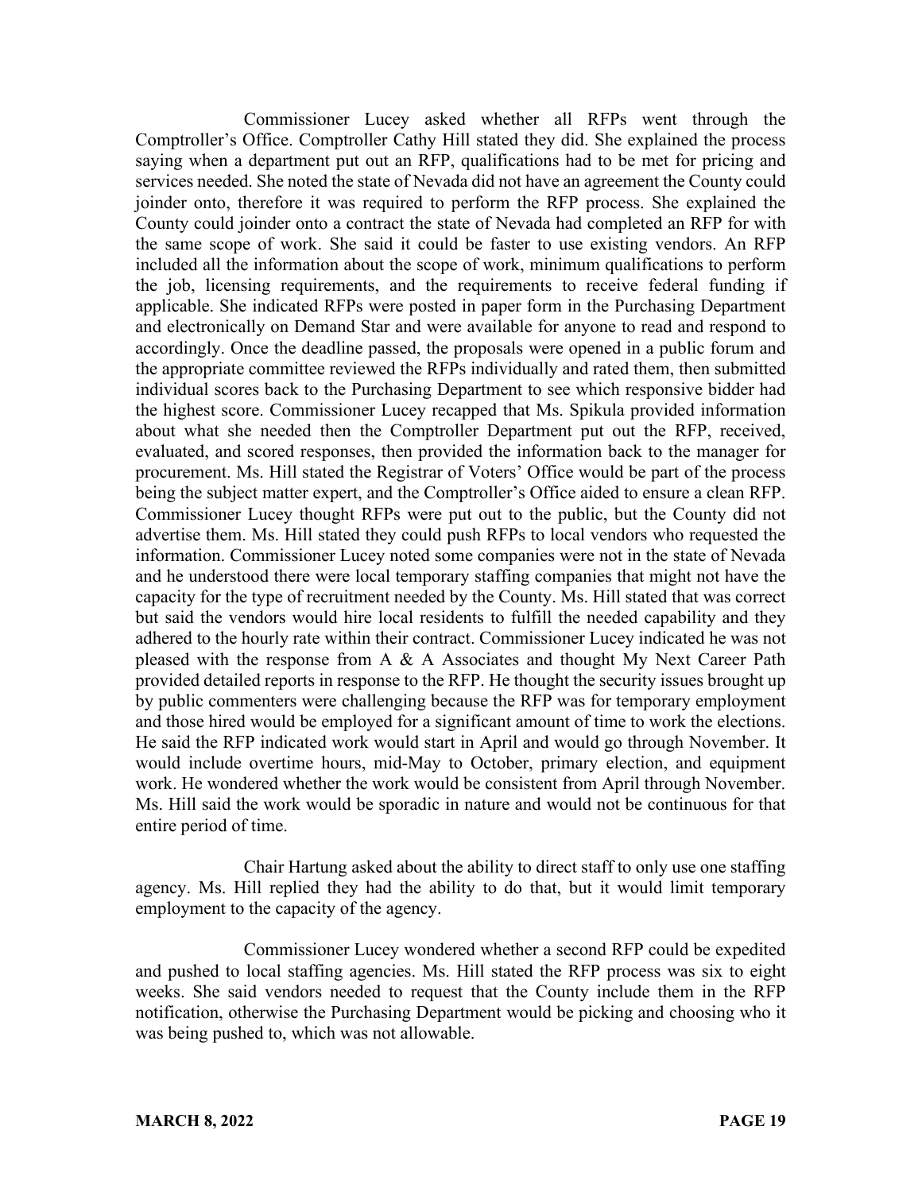Commissioner Lucey asked whether all RFPs went through the Comptroller's Office. Comptroller Cathy Hill stated they did. She explained the process saying when a department put out an RFP, qualifications had to be met for pricing and services needed. She noted the state of Nevada did not have an agreement the County could joinder onto, therefore it was required to perform the RFP process. She explained the County could joinder onto a contract the state of Nevada had completed an RFP for with the same scope of work. She said it could be faster to use existing vendors. An RFP included all the information about the scope of work, minimum qualifications to perform the job, licensing requirements, and the requirements to receive federal funding if applicable. She indicated RFPs were posted in paper form in the Purchasing Department and electronically on Demand Star and were available for anyone to read and respond to accordingly. Once the deadline passed, the proposals were opened in a public forum and the appropriate committee reviewed the RFPs individually and rated them, then submitted individual scores back to the Purchasing Department to see which responsive bidder had the highest score. Commissioner Lucey recapped that Ms. Spikula provided information about what she needed then the Comptroller Department put out the RFP, received, evaluated, and scored responses, then provided the information back to the manager for procurement. Ms. Hill stated the Registrar of Voters' Office would be part of the process being the subject matter expert, and the Comptroller's Office aided to ensure a clean RFP. Commissioner Lucey thought RFPs were put out to the public, but the County did not advertise them. Ms. Hill stated they could push RFPs to local vendors who requested the information. Commissioner Lucey noted some companies were not in the state of Nevada and he understood there were local temporary staffing companies that might not have the capacity for the type of recruitment needed by the County. Ms. Hill stated that was correct but said the vendors would hire local residents to fulfill the needed capability and they adhered to the hourly rate within their contract. Commissioner Lucey indicated he was not pleased with the response from A & A Associates and thought My Next Career Path provided detailed reports in response to the RFP. He thought the security issues brought up by public commenters were challenging because the RFP was for temporary employment and those hired would be employed for a significant amount of time to work the elections. He said the RFP indicated work would start in April and would go through November. It would include overtime hours, mid-May to October, primary election, and equipment work. He wondered whether the work would be consistent from April through November. Ms. Hill said the work would be sporadic in nature and would not be continuous for that entire period of time.

Chair Hartung asked about the ability to direct staff to only use one staffing agency. Ms. Hill replied they had the ability to do that, but it would limit temporary employment to the capacity of the agency.

Commissioner Lucey wondered whether a second RFP could be expedited and pushed to local staffing agencies. Ms. Hill stated the RFP process was six to eight weeks. She said vendors needed to request that the County include them in the RFP notification, otherwise the Purchasing Department would be picking and choosing who it was being pushed to, which was not allowable.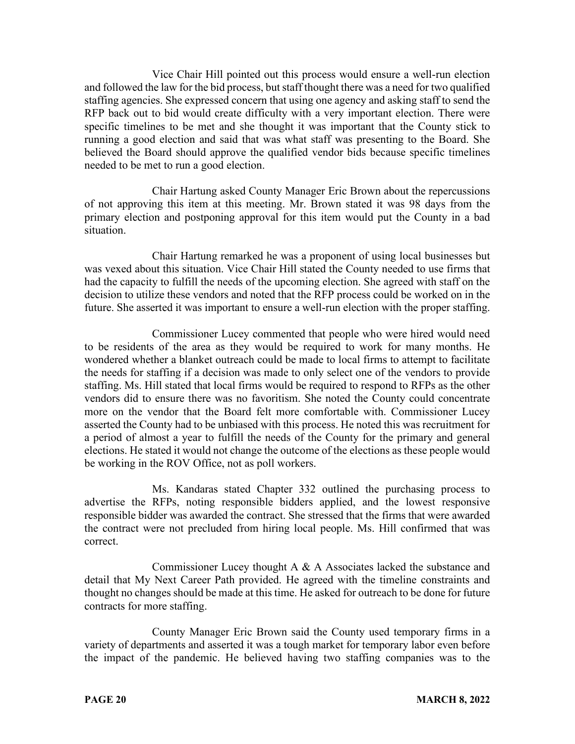Vice Chair Hill pointed out this process would ensure a well-run election and followed the law for the bid process, but staff thought there was a need for two qualified staffing agencies. She expressed concern that using one agency and asking staff to send the RFP back out to bid would create difficulty with a very important election. There were specific timelines to be met and she thought it was important that the County stick to running a good election and said that was what staff was presenting to the Board. She believed the Board should approve the qualified vendor bids because specific timelines needed to be met to run a good election.

Chair Hartung asked County Manager Eric Brown about the repercussions of not approving this item at this meeting. Mr. Brown stated it was 98 days from the primary election and postponing approval for this item would put the County in a bad situation.

Chair Hartung remarked he was a proponent of using local businesses but was vexed about this situation. Vice Chair Hill stated the County needed to use firms that had the capacity to fulfill the needs of the upcoming election. She agreed with staff on the decision to utilize these vendors and noted that the RFP process could be worked on in the future. She asserted it was important to ensure a well-run election with the proper staffing.

Commissioner Lucey commented that people who were hired would need to be residents of the area as they would be required to work for many months. He wondered whether a blanket outreach could be made to local firms to attempt to facilitate the needs for staffing if a decision was made to only select one of the vendors to provide staffing. Ms. Hill stated that local firms would be required to respond to RFPs as the other vendors did to ensure there was no favoritism. She noted the County could concentrate more on the vendor that the Board felt more comfortable with. Commissioner Lucey asserted the County had to be unbiased with this process. He noted this was recruitment for a period of almost a year to fulfill the needs of the County for the primary and general elections. He stated it would not change the outcome of the elections as these people would be working in the ROV Office, not as poll workers.

Ms. Kandaras stated Chapter 332 outlined the purchasing process to advertise the RFPs, noting responsible bidders applied, and the lowest responsive responsible bidder was awarded the contract. She stressed that the firms that were awarded the contract were not precluded from hiring local people. Ms. Hill confirmed that was correct.

Commissioner Lucey thought A & A Associates lacked the substance and detail that My Next Career Path provided. He agreed with the timeline constraints and thought no changes should be made at this time. He asked for outreach to be done for future contracts for more staffing.

County Manager Eric Brown said the County used temporary firms in a variety of departments and asserted it was a tough market for temporary labor even before the impact of the pandemic. He believed having two staffing companies was to the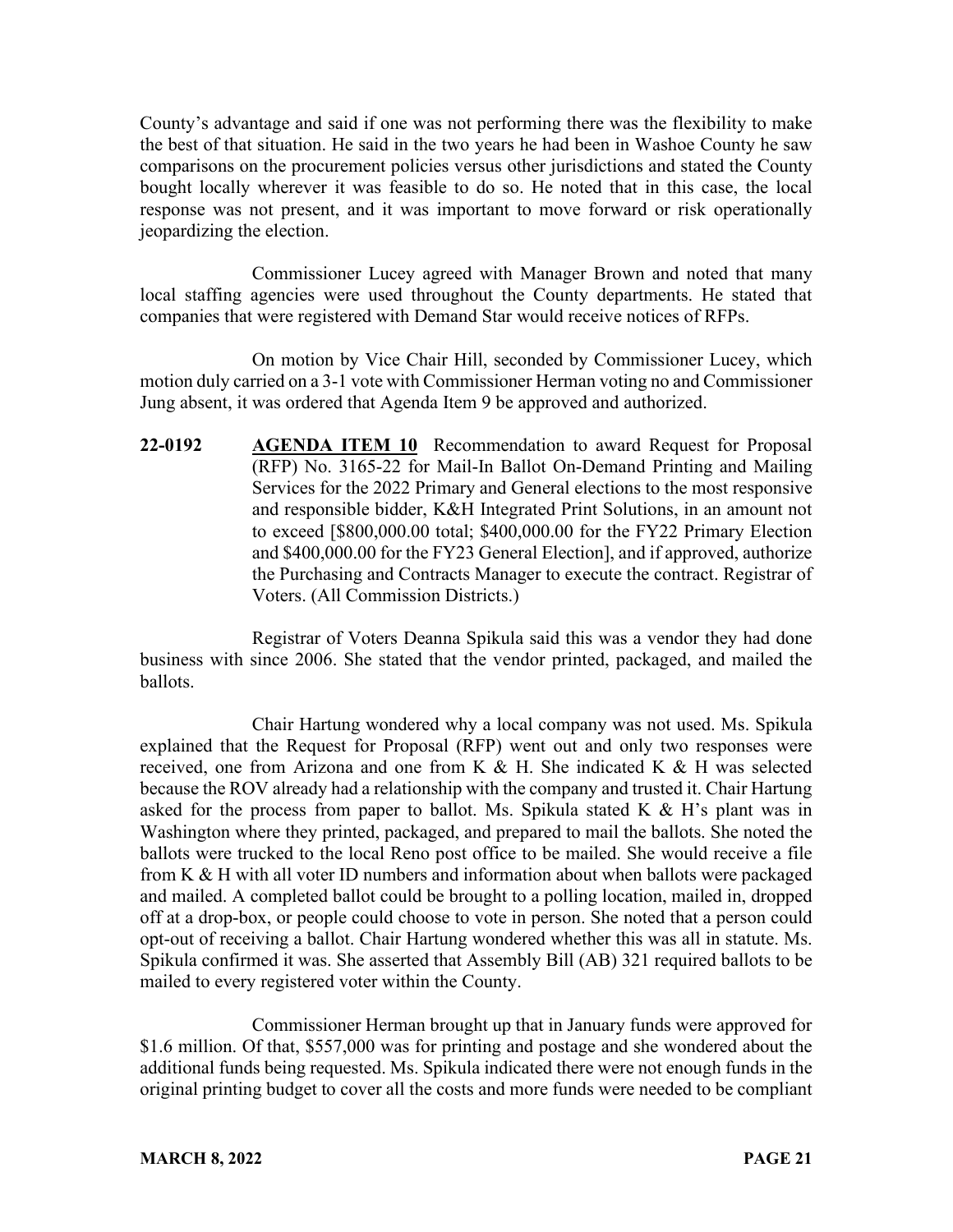County's advantage and said if one was not performing there was the flexibility to make the best of that situation. He said in the two years he had been in Washoe County he saw comparisons on the procurement policies versus other jurisdictions and stated the County bought locally wherever it was feasible to do so. He noted that in this case, the local response was not present, and it was important to move forward or risk operationally jeopardizing the election.

Commissioner Lucey agreed with Manager Brown and noted that many local staffing agencies were used throughout the County departments. He stated that companies that were registered with Demand Star would receive notices of RFPs.

On motion by Vice Chair Hill, seconded by Commissioner Lucey, which motion duly carried on a 3-1 vote with Commissioner Herman voting no and Commissioner Jung absent, it was ordered that Agenda Item 9 be approved and authorized.

**22-0192** **AGENDA ITEM 10** Recommendation to award Request for Proposal (RFP) No. 3165-22 for Mail-In Ballot On-Demand Printing and Mailing Services for the 2022 Primary and General elections to the most responsive and responsible bidder, K&H Integrated Print Solutions, in an amount not to exceed [$800,000.00 total; $400,000.00 for the FY22 Primary Election and $400,000.00 for the FY23 General Election], and if approved, authorize the Purchasing and Contracts Manager to execute the contract. Registrar of Voters. (All Commission Districts.)

Registrar of Voters Deanna Spikula said this was a vendor they had done business with since 2006. She stated that the vendor printed, packaged, and mailed the ballots.

Chair Hartung wondered why a local company was not used. Ms. Spikula explained that the Request for Proposal (RFP) went out and only two responses were received, one from Arizona and one from K & H. She indicated K & H was selected because the ROV already had a relationship with the company and trusted it. Chair Hartung asked for the process from paper to ballot. Ms. Spikula stated K & H's plant was in Washington where they printed, packaged, and prepared to mail the ballots. She noted the ballots were trucked to the local Reno post office to be mailed. She would receive a file from K & H with all voter ID numbers and information about when ballots were packaged and mailed. A completed ballot could be brought to a polling location, mailed in, dropped off at a drop-box, or people could choose to vote in person. She noted that a person could opt-out of receiving a ballot. Chair Hartung wondered whether this was all in statute. Ms. Spikula confirmed it was. She asserted that Assembly Bill (AB) 321 required ballots to be mailed to every registered voter within the County.

Commissioner Herman brought up that in January funds were approved for $1.6 million. Of that, $557,000 was for printing and postage and she wondered about the additional funds being requested. Ms. Spikula indicated there were not enough funds in the original printing budget to cover all the costs and more funds were needed to be compliant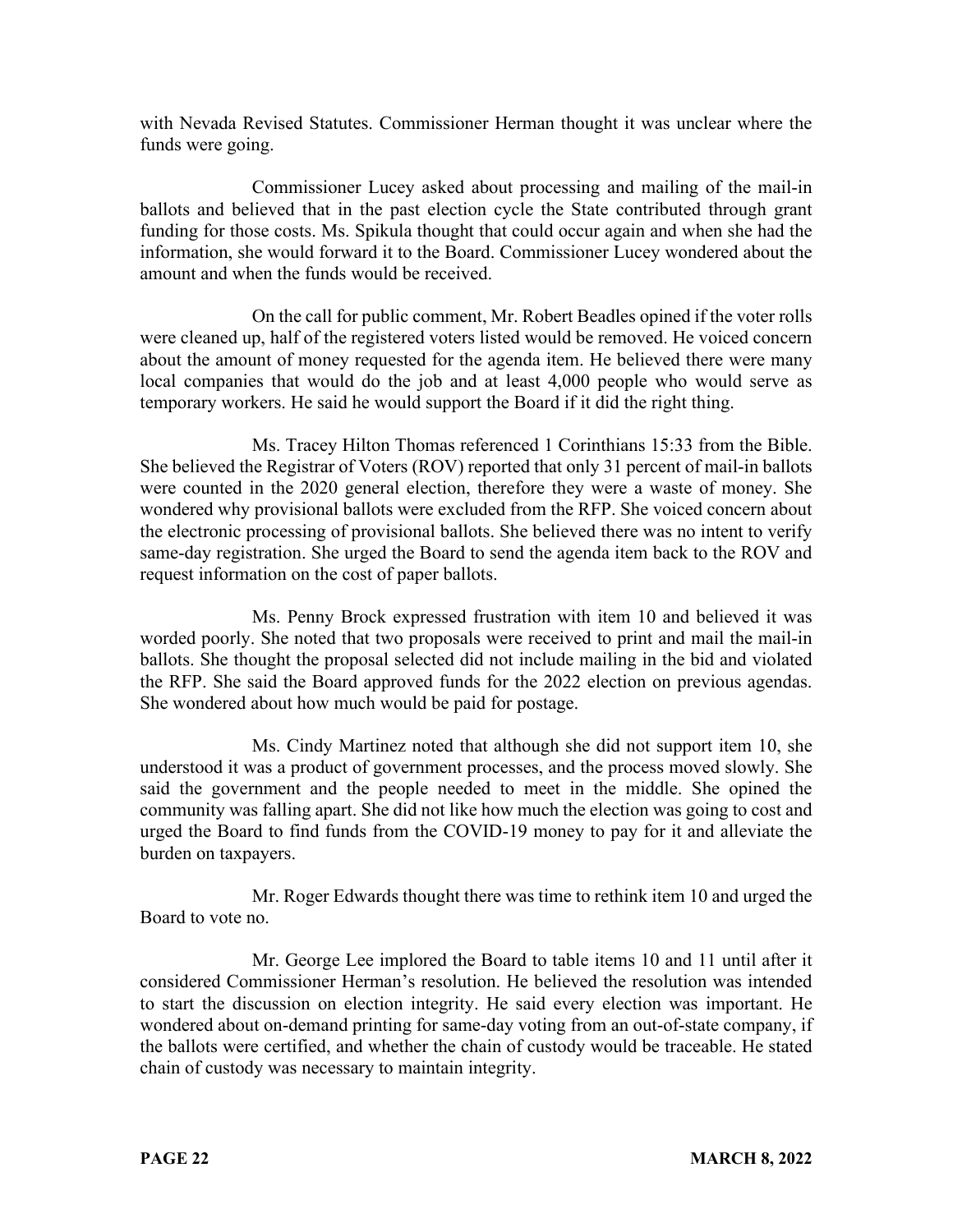with Nevada Revised Statutes. Commissioner Herman thought it was unclear where the funds were going.

Commissioner Lucey asked about processing and mailing of the mail-in ballots and believed that in the past election cycle the State contributed through grant funding for those costs. Ms. Spikula thought that could occur again and when she had the information, she would forward it to the Board. Commissioner Lucey wondered about the amount and when the funds would be received.

On the call for public comment, Mr. Robert Beadles opined if the voter rolls were cleaned up, half of the registered voters listed would be removed. He voiced concern about the amount of money requested for the agenda item. He believed there were many local companies that would do the job and at least 4,000 people who would serve as temporary workers. He said he would support the Board if it did the right thing.

Ms. Tracey Hilton Thomas referenced 1 Corinthians 15:33 from the Bible. She believed the Registrar of Voters (ROV) reported that only 31 percent of mail-in ballots were counted in the 2020 general election, therefore they were a waste of money. She wondered why provisional ballots were excluded from the RFP. She voiced concern about the electronic processing of provisional ballots. She believed there was no intent to verify same-day registration. She urged the Board to send the agenda item back to the ROV and request information on the cost of paper ballots.

Ms. Penny Brock expressed frustration with item 10 and believed it was worded poorly. She noted that two proposals were received to print and mail the mail-in ballots. She thought the proposal selected did not include mailing in the bid and violated the RFP. She said the Board approved funds for the 2022 election on previous agendas. She wondered about how much would be paid for postage.

Ms. Cindy Martinez noted that although she did not support item 10, she understood it was a product of government processes, and the process moved slowly. She said the government and the people needed to meet in the middle. She opined the community was falling apart. She did not like how much the election was going to cost and urged the Board to find funds from the COVID-19 money to pay for it and alleviate the burden on taxpayers.

Mr. Roger Edwards thought there was time to rethink item 10 and urged the Board to vote no.

Mr. George Lee implored the Board to table items 10 and 11 until after it considered Commissioner Herman's resolution. He believed the resolution was intended to start the discussion on election integrity. He said every election was important. He wondered about on-demand printing for same-day voting from an out-of-state company, if the ballots were certified, and whether the chain of custody would be traceable. He stated chain of custody was necessary to maintain integrity.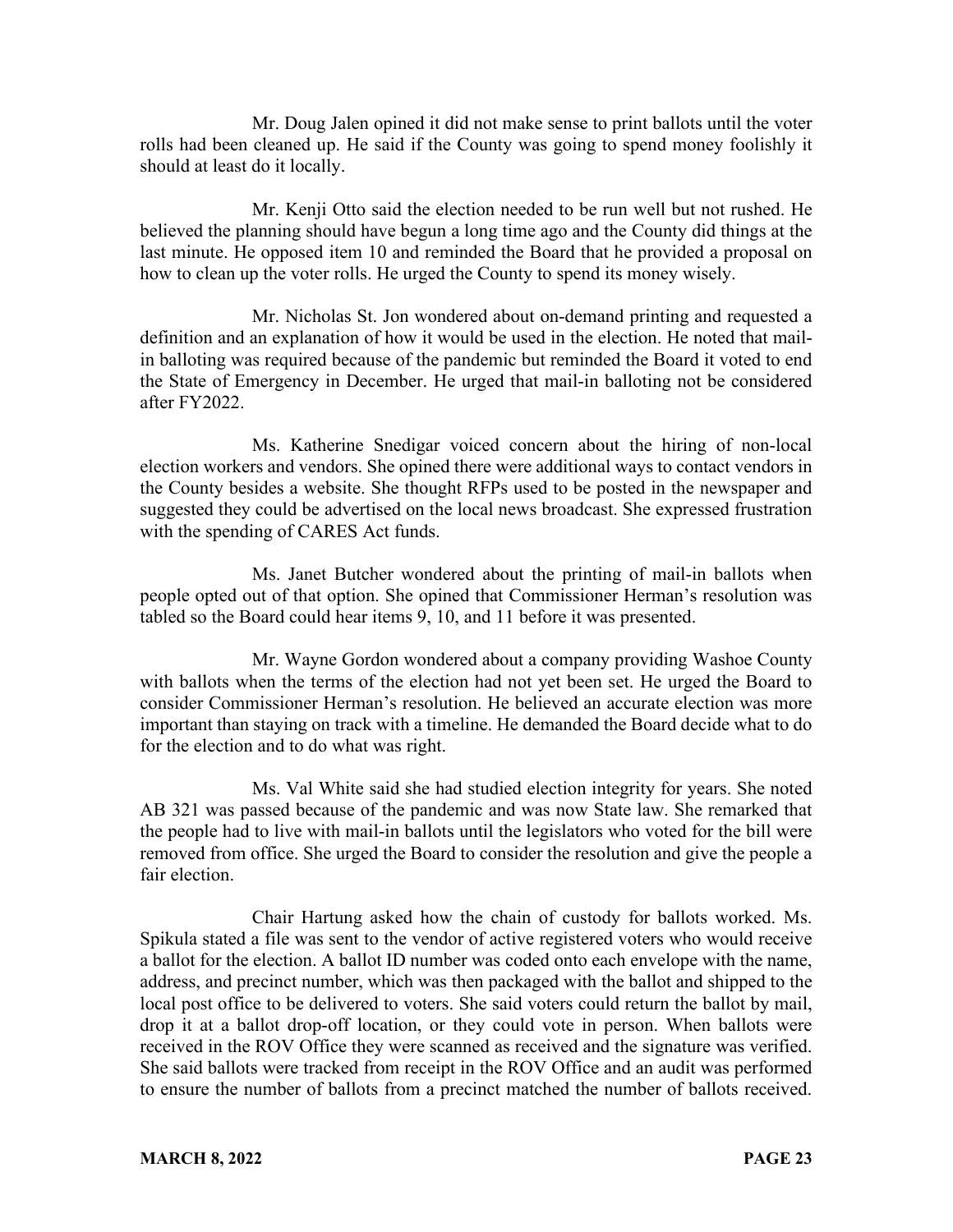Mr. Doug Jalen opined it did not make sense to print ballots until the voter rolls had been cleaned up. He said if the County was going to spend money foolishly it should at least do it locally.

Mr. Kenji Otto said the election needed to be run well but not rushed. He believed the planning should have begun a long time ago and the County did things at the last minute. He opposed item 10 and reminded the Board that he provided a proposal on how to clean up the voter rolls. He urged the County to spend its money wisely.

Mr. Nicholas St. Jon wondered about on-demand printing and requested a definition and an explanation of how it would be used in the election. He noted that mail-in balloting was required because of the pandemic but reminded the Board it voted to end the State of Emergency in December. He urged that mail-in balloting not be considered after FY2022.

Ms. Katherine Snedigar voiced concern about the hiring of non-local election workers and vendors. She opined there were additional ways to contact vendors in the County besides a website. She thought RFPs used to be posted in the newspaper and suggested they could be advertised on the local news broadcast. She expressed frustration with the spending of CARES Act funds.

Ms. Janet Butcher wondered about the printing of mail-in ballots when people opted out of that option. She opined that Commissioner Herman's resolution was tabled so the Board could hear items 9, 10, and 11 before it was presented.

Mr. Wayne Gordon wondered about a company providing Washoe County with ballots when the terms of the election had not yet been set. He urged the Board to consider Commissioner Herman's resolution. He believed an accurate election was more important than staying on track with a timeline. He demanded the Board decide what to do for the election and to do what was right.

Ms. Val White said she had studied election integrity for years. She noted AB 321 was passed because of the pandemic and was now State law. She remarked that the people had to live with mail-in ballots until the legislators who voted for the bill were removed from office. She urged the Board to consider the resolution and give the people a fair election.

Chair Hartung asked how the chain of custody for ballots worked. Ms. Spikula stated a file was sent to the vendor of active registered voters who would receive a ballot for the election. A ballot ID number was coded onto each envelope with the name, address, and precinct number, which was then packaged with the ballot and shipped to the local post office to be delivered to voters. She said voters could return the ballot by mail, drop it at a ballot drop-off location, or they could vote in person. When ballots were received in the ROV Office they were scanned as received and the signature was verified. She said ballots were tracked from receipt in the ROV Office and an audit was performed to ensure the number of ballots from a precinct matched the number of ballots received.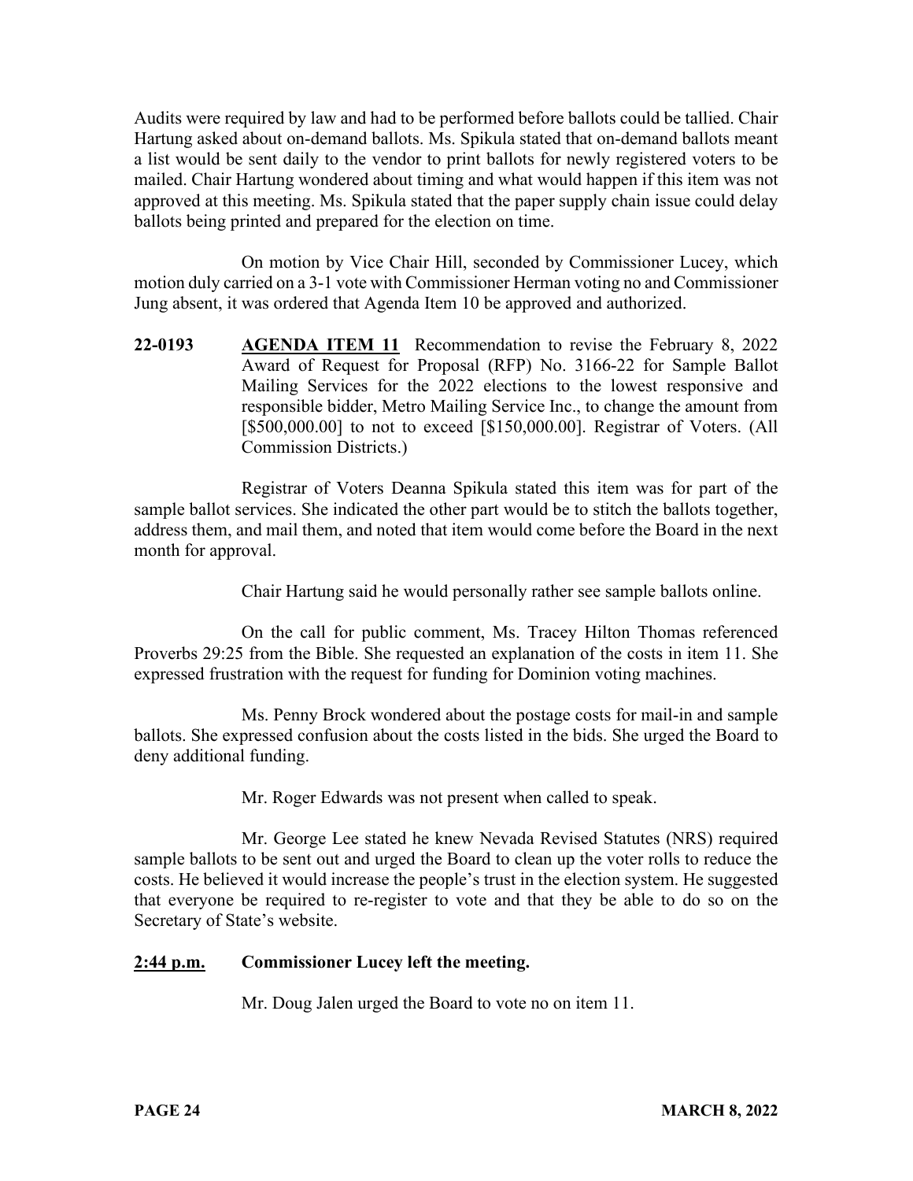Audits were required by law and had to be performed before ballots could be tallied. Chair Hartung asked about on-demand ballots. Ms. Spikula stated that on-demand ballots meant a list would be sent daily to the vendor to print ballots for newly registered voters to be mailed. Chair Hartung wondered about timing and what would happen if this item was not approved at this meeting. Ms. Spikula stated that the paper supply chain issue could delay ballots being printed and prepared for the election on time.

On motion by Vice Chair Hill, seconded by Commissioner Lucey, which motion duly carried on a 3-1 vote with Commissioner Herman voting no and Commissioner Jung absent, it was ordered that Agenda Item 10 be approved and authorized.

**22-0193** **AGENDA ITEM 11** Recommendation to revise the February 8, 2022 Award of Request for Proposal (RFP) No. 3166-22 for Sample Ballot Mailing Services for the 2022 elections to the lowest responsive and responsible bidder, Metro Mailing Service Inc., to change the amount from [$500,000.00] to not to exceed [$150,000.00]. Registrar of Voters. (All Commission Districts.)

Registrar of Voters Deanna Spikula stated this item was for part of the sample ballot services. She indicated the other part would be to stitch the ballots together, address them, and mail them, and noted that item would come before the Board in the next month for approval.

Chair Hartung said he would personally rather see sample ballots online.

On the call for public comment, Ms. Tracey Hilton Thomas referenced Proverbs 29:25 from the Bible. She requested an explanation of the costs in item 11. She expressed frustration with the request for funding for Dominion voting machines.

Ms. Penny Brock wondered about the postage costs for mail-in and sample ballots. She expressed confusion about the costs listed in the bids. She urged the Board to deny additional funding.

Mr. Roger Edwards was not present when called to speak.

Mr. George Lee stated he knew Nevada Revised Statutes (NRS) required sample ballots to be sent out and urged the Board to clean up the voter rolls to reduce the costs. He believed it would increase the people's trust in the election system. He suggested that everyone be required to re-register to vote and that they be able to do so on the Secretary of State's website.

**2:44 p.m.** **Commissioner Lucey left the meeting.**

Mr. Doug Jalen urged the Board to vote no on item 11.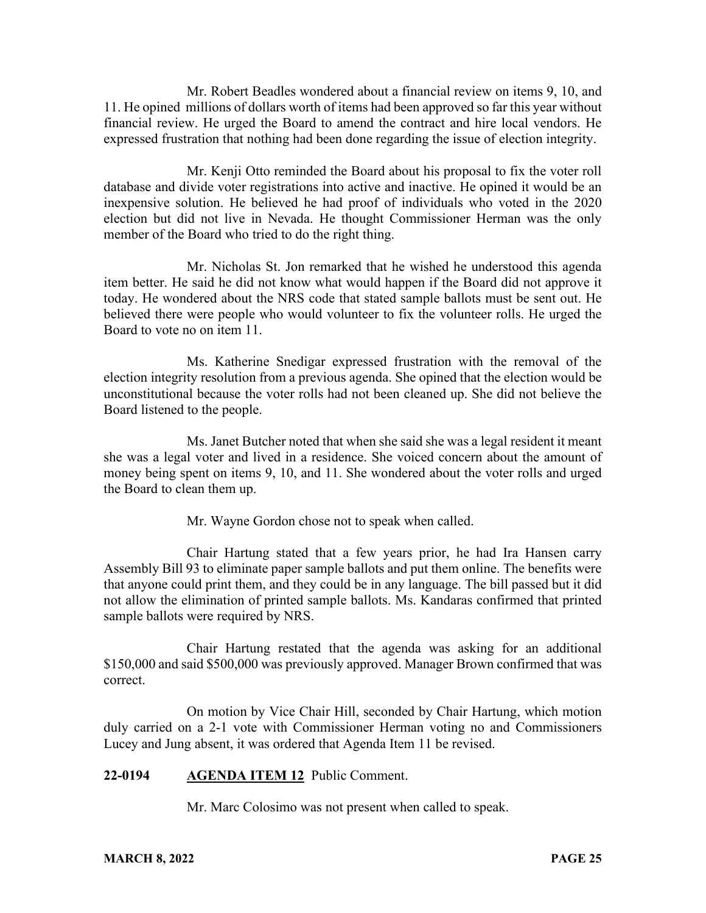Mr. Robert Beadles wondered about a financial review on items 9, 10, and 11. He opined millions of dollars worth of items had been approved so far this year without financial review. He urged the Board to amend the contract and hire local vendors. He expressed frustration that nothing had been done regarding the issue of election integrity.

Mr. Kenji Otto reminded the Board about his proposal to fix the voter roll database and divide voter registrations into active and inactive. He opined it would be an inexpensive solution. He believed he had proof of individuals who voted in the 2020 election but did not live in Nevada. He thought Commissioner Herman was the only member of the Board who tried to do the right thing.

Mr. Nicholas St. Jon remarked that he wished he understood this agenda item better. He said he did not know what would happen if the Board did not approve it today. He wondered about the NRS code that stated sample ballots must be sent out. He believed there were people who would volunteer to fix the volunteer rolls. He urged the Board to vote no on item 11.

Ms. Katherine Snedigar expressed frustration with the removal of the election integrity resolution from a previous agenda. She opined that the election would be unconstitutional because the voter rolls had not been cleaned up. She did not believe the Board listened to the people.

Ms. Janet Butcher noted that when she said she was a legal resident it meant she was a legal voter and lived in a residence. She voiced concern about the amount of money being spent on items 9, 10, and 11. She wondered about the voter rolls and urged the Board to clean them up.

Mr. Wayne Gordon chose not to speak when called.

Chair Hartung stated that a few years prior, he had Ira Hansen carry Assembly Bill 93 to eliminate paper sample ballots and put them online. The benefits were that anyone could print them, and they could be in any language. The bill passed but it did not allow the elimination of printed sample ballots. Ms. Kandaras confirmed that printed sample ballots were required by NRS.

Chair Hartung restated that the agenda was asking for an additional $150,000 and said $500,000 was previously approved. Manager Brown confirmed that was correct.

On motion by Vice Chair Hill, seconded by Chair Hartung, which motion duly carried on a 2-1 vote with Commissioner Herman voting no and Commissioners Lucey and Jung absent, it was ordered that Agenda Item 11 be revised.

**22-0194 AGENDA ITEM 12** Public Comment.

Mr. Marc Colosimo was not present when called to speak.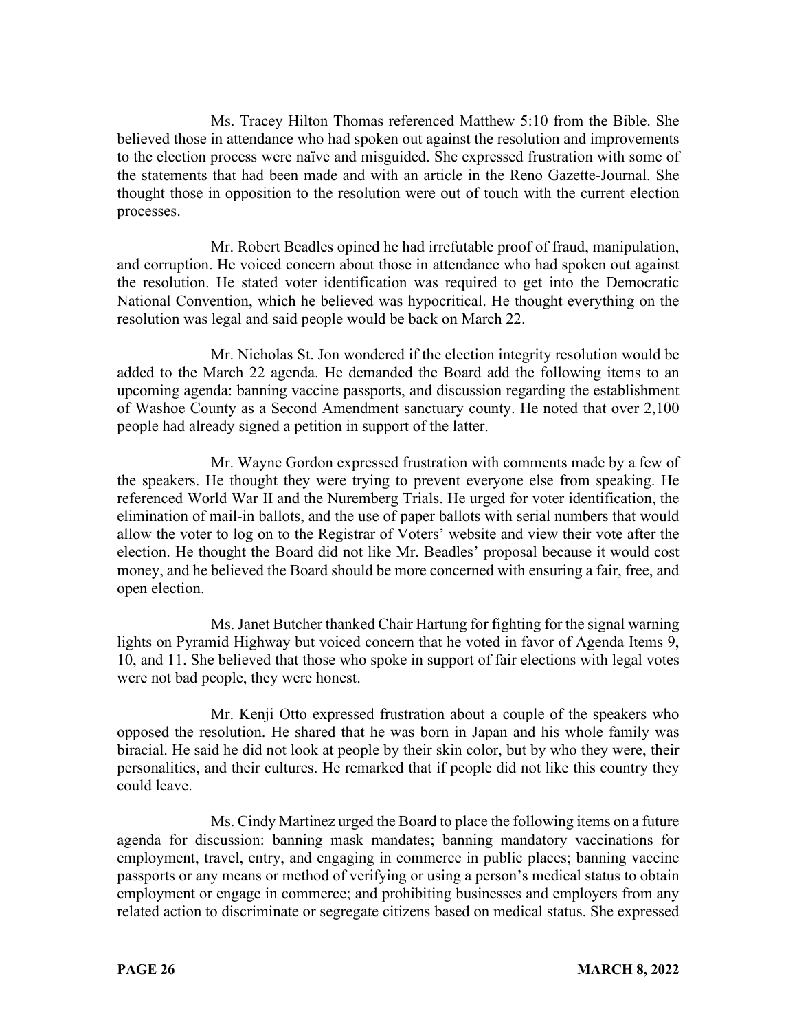Ms. Tracey Hilton Thomas referenced Matthew 5:10 from the Bible. She believed those in attendance who had spoken out against the resolution and improvements to the election process were naïve and misguided. She expressed frustration with some of the statements that had been made and with an article in the Reno Gazette-Journal. She thought those in opposition to the resolution were out of touch with the current election processes.

Mr. Robert Beadles opined he had irrefutable proof of fraud, manipulation, and corruption. He voiced concern about those in attendance who had spoken out against the resolution. He stated voter identification was required to get into the Democratic National Convention, which he believed was hypocritical. He thought everything on the resolution was legal and said people would be back on March 22.

Mr. Nicholas St. Jon wondered if the election integrity resolution would be added to the March 22 agenda. He demanded the Board add the following items to an upcoming agenda: banning vaccine passports, and discussion regarding the establishment of Washoe County as a Second Amendment sanctuary county. He noted that over 2,100 people had already signed a petition in support of the latter.

Mr. Wayne Gordon expressed frustration with comments made by a few of the speakers. He thought they were trying to prevent everyone else from speaking. He referenced World War II and the Nuremberg Trials. He urged for voter identification, the elimination of mail-in ballots, and the use of paper ballots with serial numbers that would allow the voter to log on to the Registrar of Voters' website and view their vote after the election. He thought the Board did not like Mr. Beadles' proposal because it would cost money, and he believed the Board should be more concerned with ensuring a fair, free, and open election.

Ms. Janet Butcher thanked Chair Hartung for fighting for the signal warning lights on Pyramid Highway but voiced concern that he voted in favor of Agenda Items 9, 10, and 11. She believed that those who spoke in support of fair elections with legal votes were not bad people, they were honest.

Mr. Kenji Otto expressed frustration about a couple of the speakers who opposed the resolution. He shared that he was born in Japan and his whole family was biracial. He said he did not look at people by their skin color, but by who they were, their personalities, and their cultures. He remarked that if people did not like this country they could leave.

Ms. Cindy Martinez urged the Board to place the following items on a future agenda for discussion: banning mask mandates; banning mandatory vaccinations for employment, travel, entry, and engaging in commerce in public places; banning vaccine passports or any means or method of verifying or using a person's medical status to obtain employment or engage in commerce; and prohibiting businesses and employers from any related action to discriminate or segregate citizens based on medical status. She expressed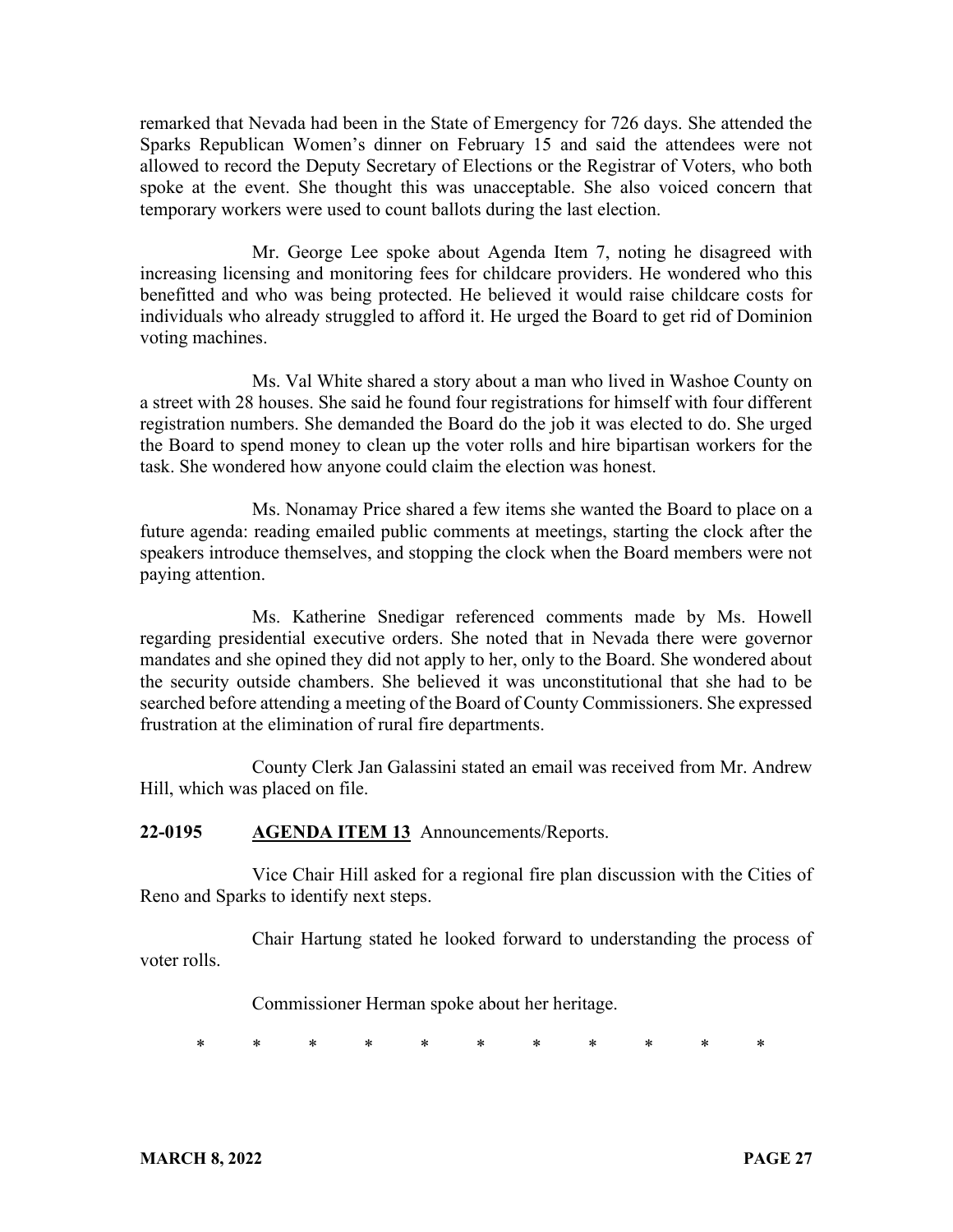remarked that Nevada had been in the State of Emergency for 726 days. She attended the Sparks Republican Women's dinner on February 15 and said the attendees were not allowed to record the Deputy Secretary of Elections or the Registrar of Voters, who both spoke at the event. She thought this was unacceptable. She also voiced concern that temporary workers were used to count ballots during the last election.

Mr. George Lee spoke about Agenda Item 7, noting he disagreed with increasing licensing and monitoring fees for childcare providers. He wondered who this benefitted and who was being protected. He believed it would raise childcare costs for individuals who already struggled to afford it. He urged the Board to get rid of Dominion voting machines.

Ms. Val White shared a story about a man who lived in Washoe County on a street with 28 houses. She said he found four registrations for himself with four different registration numbers. She demanded the Board do the job it was elected to do. She urged the Board to spend money to clean up the voter rolls and hire bipartisan workers for the task. She wondered how anyone could claim the election was honest.

Ms. Nonamay Price shared a few items she wanted the Board to place on a future agenda: reading emailed public comments at meetings, starting the clock after the speakers introduce themselves, and stopping the clock when the Board members were not paying attention.

Ms. Katherine Snedigar referenced comments made by Ms. Howell regarding presidential executive orders. She noted that in Nevada there were governor mandates and she opined they did not apply to her, only to the Board. She wondered about the security outside chambers. She believed it was unconstitutional that she had to be searched before attending a meeting of the Board of County Commissioners. She expressed frustration at the elimination of rural fire departments.

County Clerk Jan Galassini stated an email was received from Mr. Andrew Hill, which was placed on file.

**22-0195** **AGENDA ITEM 13** Announcements/Reports.

Vice Chair Hill asked for a regional fire plan discussion with the Cities of Reno and Sparks to identify next steps.

Chair Hartung stated he looked forward to understanding the process of voter rolls.

Commissioner Herman spoke about her heritage.

\* \* \* \* \* \* \* \* \* \* \*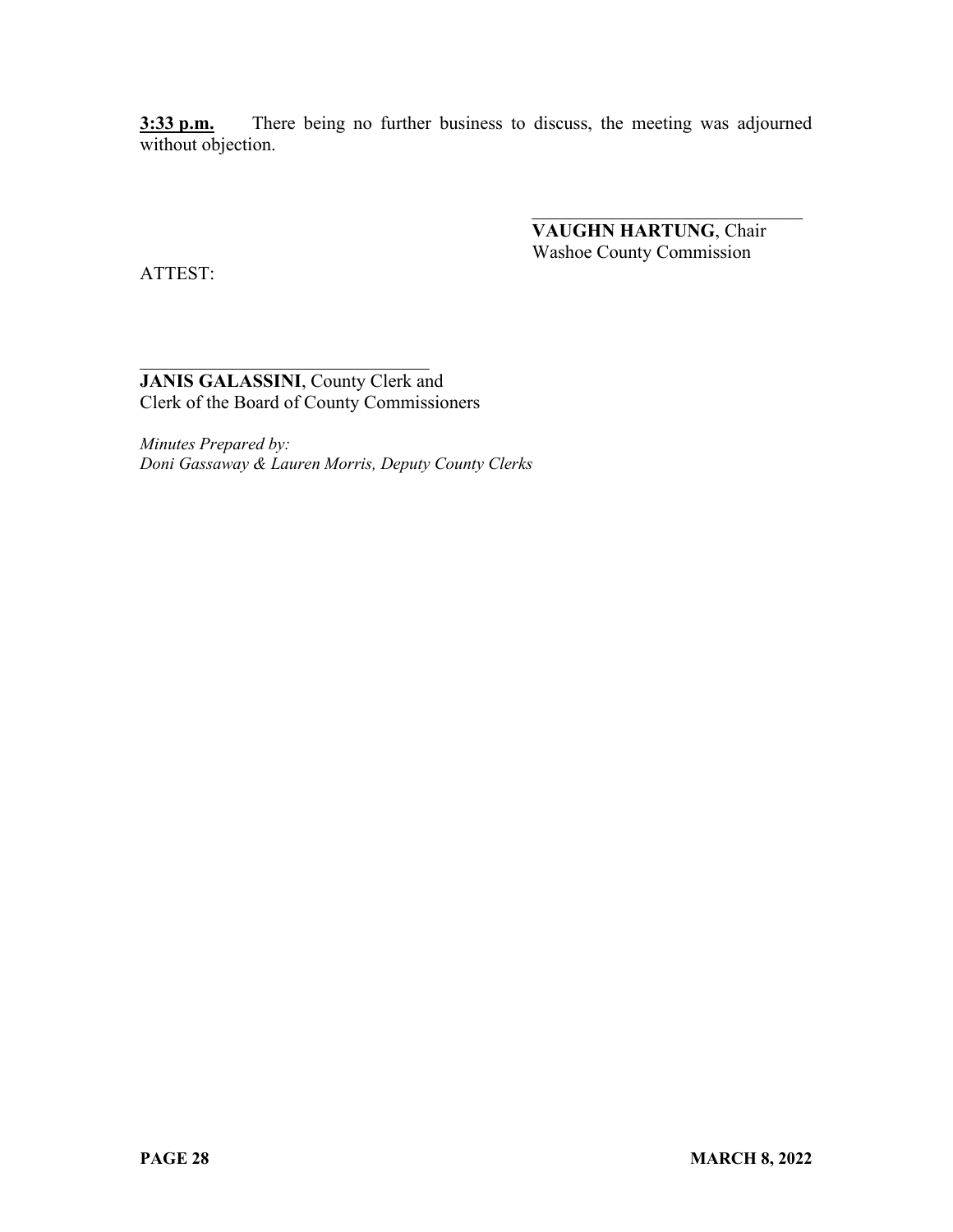**3:33 p.m.** There being no further business to discuss, the meeting was adjourned without objection.

\_\_\_\_\_\_\_\_\_\_\_\_\_\_\_\_\_\_\_\_\_\_\_\_\_\_\_\_

**VAUGHN HARTUNG**, Chair
Washoe County Commission

ATTEST:

\_\_\_\_\_\_\_\_\_\_\_\_\_\_\_\_\_\_\_\_\_\_\_\_\_\_\_\_\_\_\_\_

**JANIS GALASSINI**, County Clerk and
Clerk of the Board of County Commissioners

*Minutes Prepared by:*
*Doni Gassaway & Lauren Morris, Deputy County Clerks*